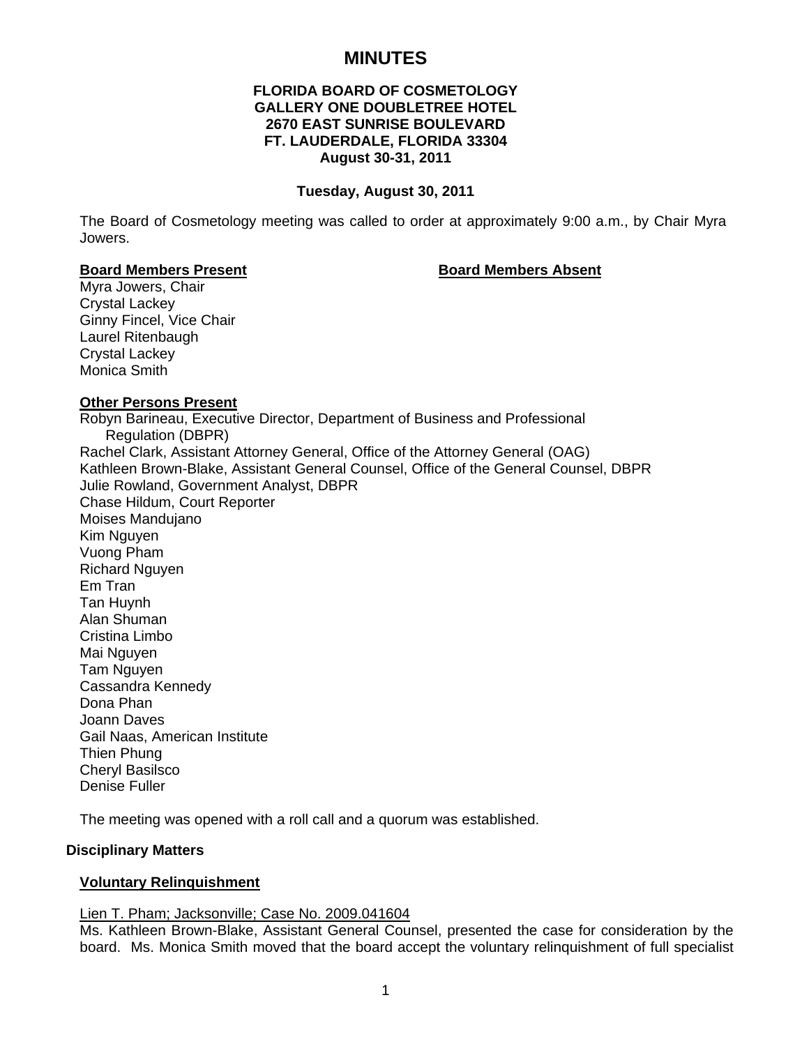# MINUTES

**FLORIDA BOARD OF COSMETOLOGY**
**GALLERY ONE DOUBLETREE HOTEL**
**2670 EAST SUNRISE BOULEVARD**
**FT. LAUDERDALE, FLORIDA 33304**
**August 30-31, 2011**

**Tuesday, August 30, 2011**

The Board of Cosmetology meeting was called to order at approximately 9:00 a.m., by Chair Myra Jowers.

**Board Members Present**

Myra Jowers, Chair
Crystal Lackey
Ginny Fincel, Vice Chair
Laurel Ritenbaugh
Crystal Lackey
Monica Smith

**Board Members Absent**

**Other Persons Present**

Robyn Barineau, Executive Director, Department of Business and Professional Regulation (DBPR)
Rachel Clark, Assistant Attorney General, Office of the Attorney General (OAG)
Kathleen Brown-Blake, Assistant General Counsel, Office of the General Counsel, DBPR
Julie Rowland, Government Analyst, DBPR
Chase Hildum, Court Reporter
Moises Mandujano
Kim Nguyen
Vuong Pham
Richard Nguyen
Em Tran
Tan Huynh
Alan Shuman
Cristina Limbo
Mai Nguyen
Tam Nguyen
Cassandra Kennedy
Dona Phan
Joann Daves
Gail Naas, American Institute
Thien Phung
Cheryl Basilsco
Denise Fuller

The meeting was opened with a roll call and a quorum was established.

## Disciplinary Matters

### Voluntary Relinquishment

Lien T. Pham; Jacksonville; Case No. 2009.041604

Ms. Kathleen Brown-Blake, Assistant General Counsel, presented the case for consideration by the board. Ms. Monica Smith moved that the board accept the voluntary relinquishment of full specialist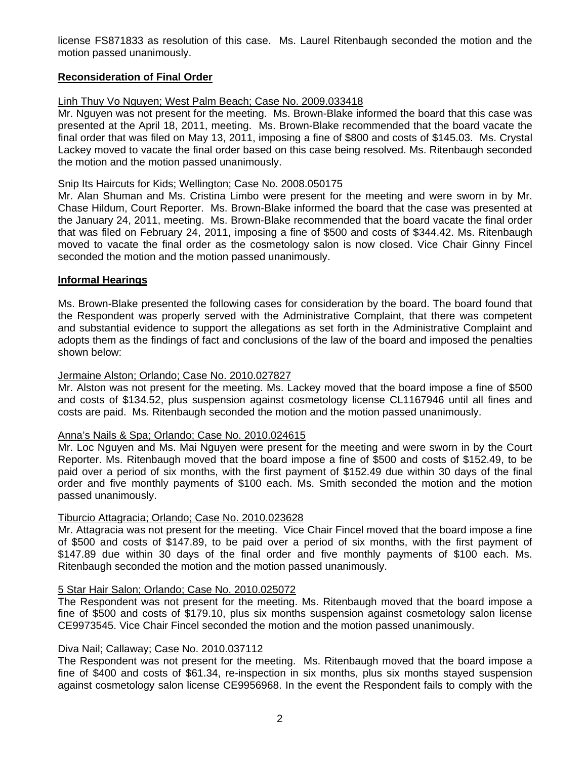license FS871833 as resolution of this case. Ms. Laurel Ritenbaugh seconded the motion and the motion passed unanimously.

**Reconsideration of Final Order**

Linh Thuy Vo Nguyen; West Palm Beach; Case No. 2009.033418

Mr. Nguyen was not present for the meeting. Ms. Brown-Blake informed the board that this case was presented at the April 18, 2011, meeting. Ms. Brown-Blake recommended that the board vacate the final order that was filed on May 13, 2011, imposing a fine of $800 and costs of $145.03. Ms. Crystal Lackey moved to vacate the final order based on this case being resolved. Ms. Ritenbaugh seconded the motion and the motion passed unanimously.

Snip Its Haircuts for Kids; Wellington; Case No. 2008.050175

Mr. Alan Shuman and Ms. Cristina Limbo were present for the meeting and were sworn in by Mr. Chase Hildum, Court Reporter. Ms. Brown-Blake informed the board that the case was presented at the January 24, 2011, meeting. Ms. Brown-Blake recommended that the board vacate the final order that was filed on February 24, 2011, imposing a fine of $500 and costs of $344.42. Ms. Ritenbaugh moved to vacate the final order as the cosmetology salon is now closed. Vice Chair Ginny Fincel seconded the motion and the motion passed unanimously.

**Informal Hearings**

Ms. Brown-Blake presented the following cases for consideration by the board. The board found that the Respondent was properly served with the Administrative Complaint, that there was competent and substantial evidence to support the allegations as set forth in the Administrative Complaint and adopts them as the findings of fact and conclusions of the law of the board and imposed the penalties shown below:

Jermaine Alston; Orlando; Case No. 2010.027827

Mr. Alston was not present for the meeting. Ms. Lackey moved that the board impose a fine of $500 and costs of $134.52, plus suspension against cosmetology license CL1167946 until all fines and costs are paid. Ms. Ritenbaugh seconded the motion and the motion passed unanimously.

Anna's Nails & Spa; Orlando; Case No. 2010.024615

Mr. Loc Nguyen and Ms. Mai Nguyen were present for the meeting and were sworn in by the Court Reporter. Ms. Ritenbaugh moved that the board impose a fine of $500 and costs of $152.49, to be paid over a period of six months, with the first payment of $152.49 due within 30 days of the final order and five monthly payments of $100 each. Ms. Smith seconded the motion and the motion passed unanimously.

Tiburcio Attagracia; Orlando; Case No. 2010.023628

Mr. Attagracia was not present for the meeting. Vice Chair Fincel moved that the board impose a fine of $500 and costs of $147.89, to be paid over a period of six months, with the first payment of $147.89 due within 30 days of the final order and five monthly payments of $100 each. Ms. Ritenbaugh seconded the motion and the motion passed unanimously.

5 Star Hair Salon; Orlando; Case No. 2010.025072

The Respondent was not present for the meeting. Ms. Ritenbaugh moved that the board impose a fine of $500 and costs of $179.10, plus six months suspension against cosmetology salon license CE9973545. Vice Chair Fincel seconded the motion and the motion passed unanimously.

Diva Nail; Callaway; Case No. 2010.037112

The Respondent was not present for the meeting. Ms. Ritenbaugh moved that the board impose a fine of $400 and costs of $61.34, re-inspection in six months, plus six months stayed suspension against cosmetology salon license CE9956968. In the event the Respondent fails to comply with the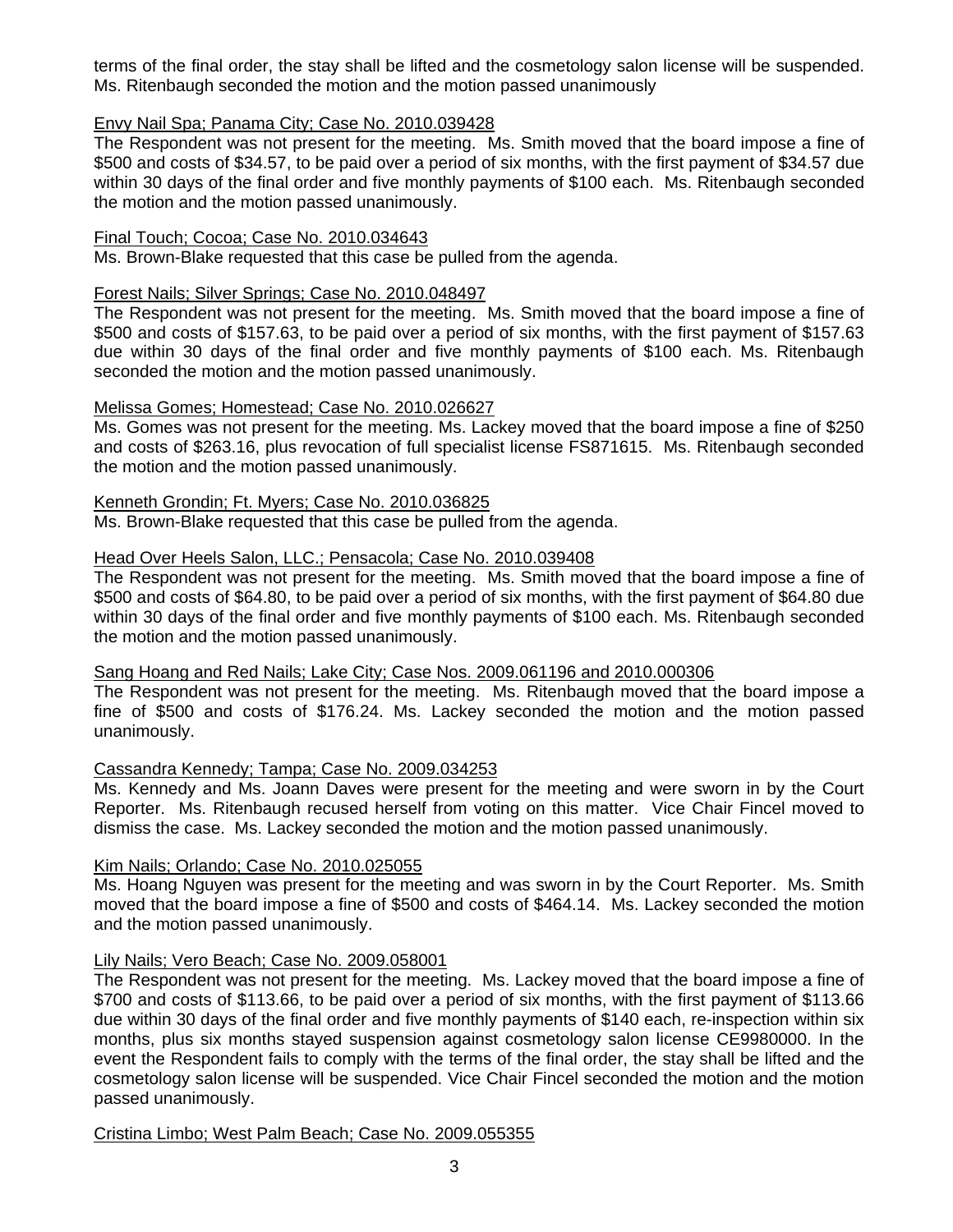terms of the final order, the stay shall be lifted and the cosmetology salon license will be suspended. Ms. Ritenbaugh seconded the motion and the motion passed unanimously

Envy Nail Spa; Panama City; Case No. 2010.039428

The Respondent was not present for the meeting. Ms. Smith moved that the board impose a fine of $500 and costs of $34.57, to be paid over a period of six months, with the first payment of $34.57 due within 30 days of the final order and five monthly payments of $100 each. Ms. Ritenbaugh seconded the motion and the motion passed unanimously.

Final Touch; Cocoa; Case No. 2010.034643

Ms. Brown-Blake requested that this case be pulled from the agenda.

Forest Nails; Silver Springs; Case No. 2010.048497

The Respondent was not present for the meeting. Ms. Smith moved that the board impose a fine of $500 and costs of $157.63, to be paid over a period of six months, with the first payment of $157.63 due within 30 days of the final order and five monthly payments of $100 each. Ms. Ritenbaugh seconded the motion and the motion passed unanimously.

Melissa Gomes; Homestead; Case No. 2010.026627

Ms. Gomes was not present for the meeting. Ms. Lackey moved that the board impose a fine of $250 and costs of $263.16, plus revocation of full specialist license FS871615. Ms. Ritenbaugh seconded the motion and the motion passed unanimously.

Kenneth Grondin; Ft. Myers; Case No. 2010.036825

Ms. Brown-Blake requested that this case be pulled from the agenda.

Head Over Heels Salon, LLC.; Pensacola; Case No. 2010.039408

The Respondent was not present for the meeting. Ms. Smith moved that the board impose a fine of $500 and costs of $64.80, to be paid over a period of six months, with the first payment of $64.80 due within 30 days of the final order and five monthly payments of $100 each. Ms. Ritenbaugh seconded the motion and the motion passed unanimously.

Sang Hoang and Red Nails; Lake City; Case Nos. 2009.061196 and 2010.000306

The Respondent was not present for the meeting. Ms. Ritenbaugh moved that the board impose a fine of $500 and costs of $176.24. Ms. Lackey seconded the motion and the motion passed unanimously.

Cassandra Kennedy; Tampa; Case No. 2009.034253

Ms. Kennedy and Ms. Joann Daves were present for the meeting and were sworn in by the Court Reporter. Ms. Ritenbaugh recused herself from voting on this matter. Vice Chair Fincel moved to dismiss the case. Ms. Lackey seconded the motion and the motion passed unanimously.

Kim Nails; Orlando; Case No. 2010.025055

Ms. Hoang Nguyen was present for the meeting and was sworn in by the Court Reporter. Ms. Smith moved that the board impose a fine of $500 and costs of $464.14. Ms. Lackey seconded the motion and the motion passed unanimously.

Lily Nails; Vero Beach; Case No. 2009.058001

The Respondent was not present for the meeting. Ms. Lackey moved that the board impose a fine of $700 and costs of $113.66, to be paid over a period of six months, with the first payment of $113.66 due within 30 days of the final order and five monthly payments of $140 each, re-inspection within six months, plus six months stayed suspension against cosmetology salon license CE9980000. In the event the Respondent fails to comply with the terms of the final order, the stay shall be lifted and the cosmetology salon license will be suspended. Vice Chair Fincel seconded the motion and the motion passed unanimously.

Cristina Limbo; West Palm Beach; Case No. 2009.055355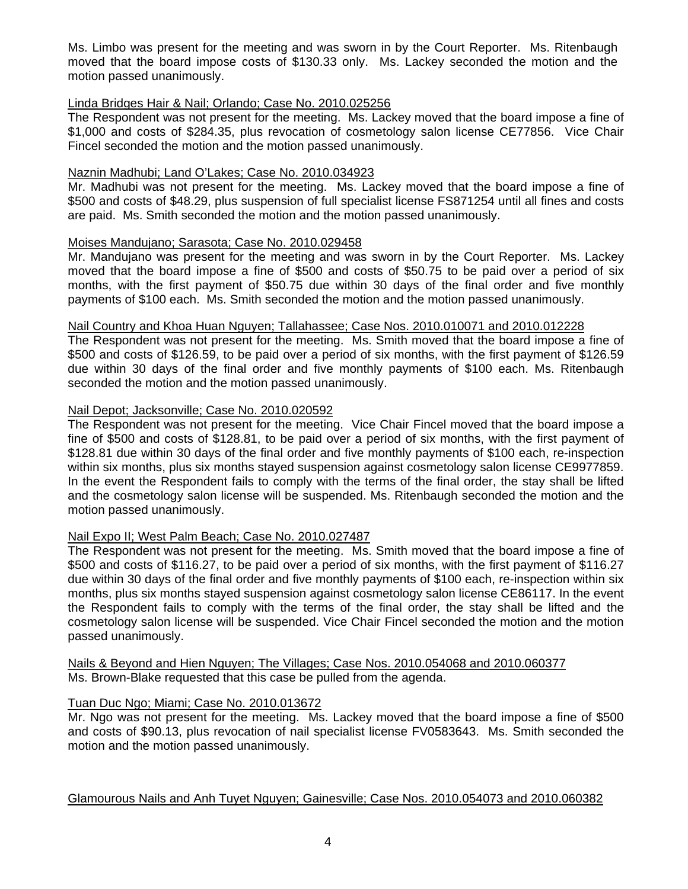Ms. Limbo was present for the meeting and was sworn in by the Court Reporter. Ms. Ritenbaugh moved that the board impose costs of $130.33 only. Ms. Lackey seconded the motion and the motion passed unanimously.

Linda Bridges Hair & Nail; Orlando; Case No. 2010.025256

The Respondent was not present for the meeting. Ms. Lackey moved that the board impose a fine of $1,000 and costs of $284.35, plus revocation of cosmetology salon license CE77856. Vice Chair Fincel seconded the motion and the motion passed unanimously.

Naznin Madhubi; Land O'Lakes; Case No. 2010.034923

Mr. Madhubi was not present for the meeting. Ms. Lackey moved that the board impose a fine of $500 and costs of $48.29, plus suspension of full specialist license FS871254 until all fines and costs are paid. Ms. Smith seconded the motion and the motion passed unanimously.

Moises Mandujano; Sarasota; Case No. 2010.029458

Mr. Mandujano was present for the meeting and was sworn in by the Court Reporter. Ms. Lackey moved that the board impose a fine of $500 and costs of $50.75 to be paid over a period of six months, with the first payment of $50.75 due within 30 days of the final order and five monthly payments of $100 each. Ms. Smith seconded the motion and the motion passed unanimously.

Nail Country and Khoa Huan Nguyen; Tallahassee; Case Nos. 2010.010071 and 2010.012228

The Respondent was not present for the meeting. Ms. Smith moved that the board impose a fine of $500 and costs of $126.59, to be paid over a period of six months, with the first payment of $126.59 due within 30 days of the final order and five monthly payments of $100 each. Ms. Ritenbaugh seconded the motion and the motion passed unanimously.

Nail Depot; Jacksonville; Case No. 2010.020592

The Respondent was not present for the meeting. Vice Chair Fincel moved that the board impose a fine of $500 and costs of $128.81, to be paid over a period of six months, with the first payment of $128.81 due within 30 days of the final order and five monthly payments of $100 each, re-inspection within six months, plus six months stayed suspension against cosmetology salon license CE9977859. In the event the Respondent fails to comply with the terms of the final order, the stay shall be lifted and the cosmetology salon license will be suspended. Ms. Ritenbaugh seconded the motion and the motion passed unanimously.

Nail Expo II; West Palm Beach; Case No. 2010.027487

The Respondent was not present for the meeting. Ms. Smith moved that the board impose a fine of $500 and costs of $116.27, to be paid over a period of six months, with the first payment of $116.27 due within 30 days of the final order and five monthly payments of $100 each, re-inspection within six months, plus six months stayed suspension against cosmetology salon license CE86117. In the event the Respondent fails to comply with the terms of the final order, the stay shall be lifted and the cosmetology salon license will be suspended. Vice Chair Fincel seconded the motion and the motion passed unanimously.

Nails & Beyond and Hien Nguyen; The Villages; Case Nos. 2010.054068 and 2010.060377

Ms. Brown-Blake requested that this case be pulled from the agenda.

Tuan Duc Ngo; Miami; Case No. 2010.013672

Mr. Ngo was not present for the meeting. Ms. Lackey moved that the board impose a fine of $500 and costs of $90.13, plus revocation of nail specialist license FV0583643. Ms. Smith seconded the motion and the motion passed unanimously.

Glamourous Nails and Anh Tuyet Nguyen; Gainesville; Case Nos. 2010.054073 and 2010.060382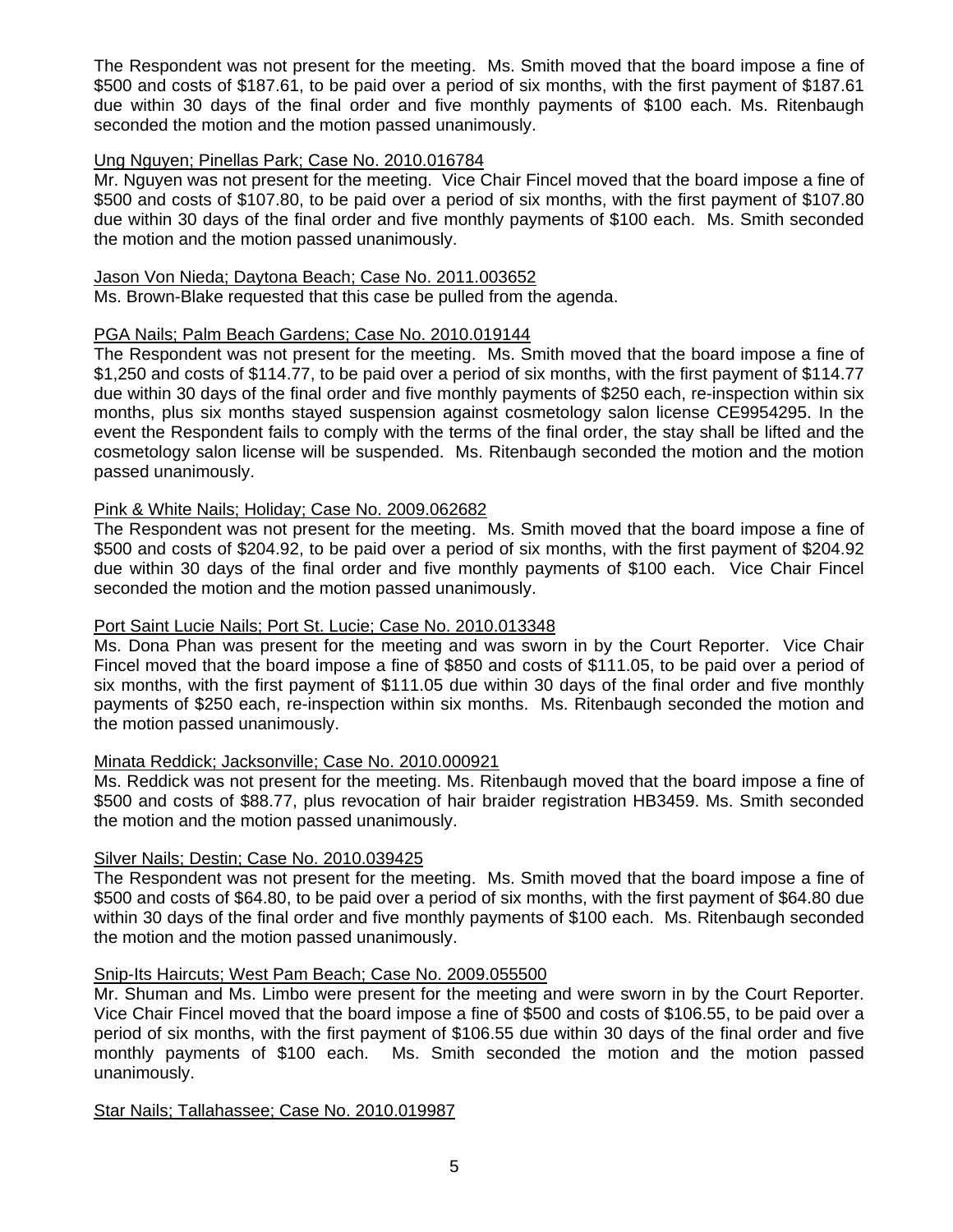The Respondent was not present for the meeting. Ms. Smith moved that the board impose a fine of \$500 and costs of \$187.61, to be paid over a period of six months, with the first payment of \$187.61 due within 30 days of the final order and five monthly payments of \$100 each. Ms. Ritenbaugh seconded the motion and the motion passed unanimously.

<u>Ung Nguyen; Pinellas Park; Case No. 2010.016784</u>

Mr. Nguyen was not present for the meeting. Vice Chair Fincel moved that the board impose a fine of \$500 and costs of \$107.80, to be paid over a period of six months, with the first payment of \$107.80 due within 30 days of the final order and five monthly payments of \$100 each. Ms. Smith seconded the motion and the motion passed unanimously.

<u>Jason Von Nieda; Daytona Beach; Case No. 2011.003652</u>

Ms. Brown-Blake requested that this case be pulled from the agenda.

<u>PGA Nails; Palm Beach Gardens; Case No. 2010.019144</u>

The Respondent was not present for the meeting. Ms. Smith moved that the board impose a fine of \$1,250 and costs of \$114.77, to be paid over a period of six months, with the first payment of \$114.77 due within 30 days of the final order and five monthly payments of \$250 each, re-inspection within six months, plus six months stayed suspension against cosmetology salon license CE9954295. In the event the Respondent fails to comply with the terms of the final order, the stay shall be lifted and the cosmetology salon license will be suspended. Ms. Ritenbaugh seconded the motion and the motion passed unanimously.

<u>Pink & White Nails; Holiday; Case No. 2009.062682</u>

The Respondent was not present for the meeting. Ms. Smith moved that the board impose a fine of \$500 and costs of \$204.92, to be paid over a period of six months, with the first payment of \$204.92 due within 30 days of the final order and five monthly payments of \$100 each. Vice Chair Fincel seconded the motion and the motion passed unanimously.

<u>Port Saint Lucie Nails; Port St. Lucie; Case No. 2010.013348</u>

Ms. Dona Phan was present for the meeting and was sworn in by the Court Reporter. Vice Chair Fincel moved that the board impose a fine of \$850 and costs of \$111.05, to be paid over a period of six months, with the first payment of \$111.05 due within 30 days of the final order and five monthly payments of \$250 each, re-inspection within six months. Ms. Ritenbaugh seconded the motion and the motion passed unanimously.

<u>Minata Reddick; Jacksonville; Case No. 2010.000921</u>

Ms. Reddick was not present for the meeting. Ms. Ritenbaugh moved that the board impose a fine of \$500 and costs of \$88.77, plus revocation of hair braider registration HB3459. Ms. Smith seconded the motion and the motion passed unanimously.

<u>Silver Nails; Destin; Case No. 2010.039425</u>

The Respondent was not present for the meeting. Ms. Smith moved that the board impose a fine of \$500 and costs of \$64.80, to be paid over a period of six months, with the first payment of \$64.80 due within 30 days of the final order and five monthly payments of \$100 each. Ms. Ritenbaugh seconded the motion and the motion passed unanimously.

<u>Snip-Its Haircuts; West Pam Beach; Case No. 2009.055500</u>

Mr. Shuman and Ms. Limbo were present for the meeting and were sworn in by the Court Reporter. Vice Chair Fincel moved that the board impose a fine of \$500 and costs of \$106.55, to be paid over a period of six months, with the first payment of \$106.55 due within 30 days of the final order and five monthly payments of \$100 each. Ms. Smith seconded the motion and the motion passed unanimously.

<u>Star Nails; Tallahassee; Case No. 2010.019987</u>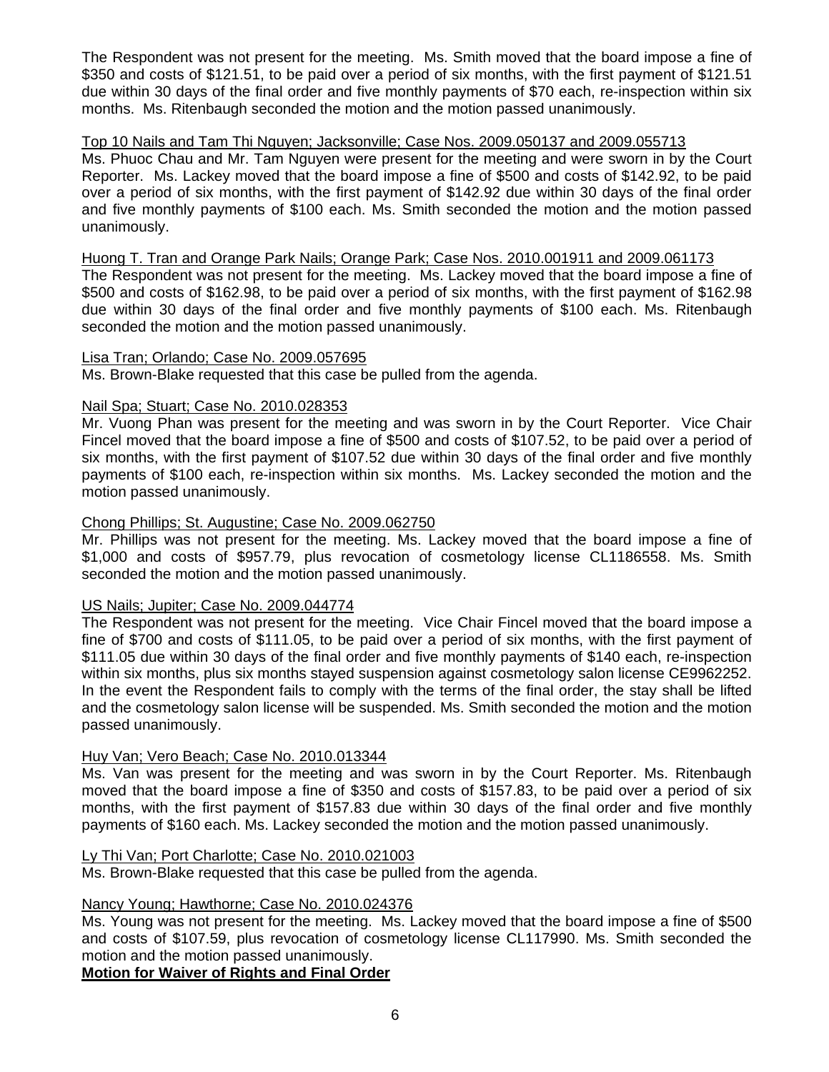The Respondent was not present for the meeting. Ms. Smith moved that the board impose a fine of $350 and costs of $121.51, to be paid over a period of six months, with the first payment of $121.51 due within 30 days of the final order and five monthly payments of $70 each, re-inspection within six months. Ms. Ritenbaugh seconded the motion and the motion passed unanimously.

Top 10 Nails and Tam Thi Nguyen; Jacksonville; Case Nos. 2009.050137 and 2009.055713

Ms. Phuoc Chau and Mr. Tam Nguyen were present for the meeting and were sworn in by the Court Reporter. Ms. Lackey moved that the board impose a fine of $500 and costs of $142.92, to be paid over a period of six months, with the first payment of $142.92 due within 30 days of the final order and five monthly payments of $100 each. Ms. Smith seconded the motion and the motion passed unanimously.

Huong T. Tran and Orange Park Nails; Orange Park; Case Nos. 2010.001911 and 2009.061173

The Respondent was not present for the meeting. Ms. Lackey moved that the board impose a fine of $500 and costs of $162.98, to be paid over a period of six months, with the first payment of $162.98 due within 30 days of the final order and five monthly payments of $100 each. Ms. Ritenbaugh seconded the motion and the motion passed unanimously.

Lisa Tran; Orlando; Case No. 2009.057695

Ms. Brown-Blake requested that this case be pulled from the agenda.

Nail Spa; Stuart; Case No. 2010.028353

Mr. Vuong Phan was present for the meeting and was sworn in by the Court Reporter. Vice Chair Fincel moved that the board impose a fine of $500 and costs of $107.52, to be paid over a period of six months, with the first payment of $107.52 due within 30 days of the final order and five monthly payments of $100 each, re-inspection within six months. Ms. Lackey seconded the motion and the motion passed unanimously.

Chong Phillips; St. Augustine; Case No. 2009.062750

Mr. Phillips was not present for the meeting. Ms. Lackey moved that the board impose a fine of $1,000 and costs of $957.79, plus revocation of cosmetology license CL1186558. Ms. Smith seconded the motion and the motion passed unanimously.

US Nails; Jupiter; Case No. 2009.044774

The Respondent was not present for the meeting. Vice Chair Fincel moved that the board impose a fine of $700 and costs of $111.05, to be paid over a period of six months, with the first payment of $111.05 due within 30 days of the final order and five monthly payments of $140 each, re-inspection within six months, plus six months stayed suspension against cosmetology salon license CE9962252. In the event the Respondent fails to comply with the terms of the final order, the stay shall be lifted and the cosmetology salon license will be suspended. Ms. Smith seconded the motion and the motion passed unanimously.

Huy Van; Vero Beach; Case No. 2010.013344

Ms. Van was present for the meeting and was sworn in by the Court Reporter. Ms. Ritenbaugh moved that the board impose a fine of $350 and costs of $157.83, to be paid over a period of six months, with the first payment of $157.83 due within 30 days of the final order and five monthly payments of $160 each. Ms. Lackey seconded the motion and the motion passed unanimously.

Ly Thi Van; Port Charlotte; Case No. 2010.021003

Ms. Brown-Blake requested that this case be pulled from the agenda.

Nancy Young; Hawthorne; Case No. 2010.024376

Ms. Young was not present for the meeting. Ms. Lackey moved that the board impose a fine of $500 and costs of $107.59, plus revocation of cosmetology license CL117990. Ms. Smith seconded the motion and the motion passed unanimously.

**Motion for Waiver of Rights and Final Order**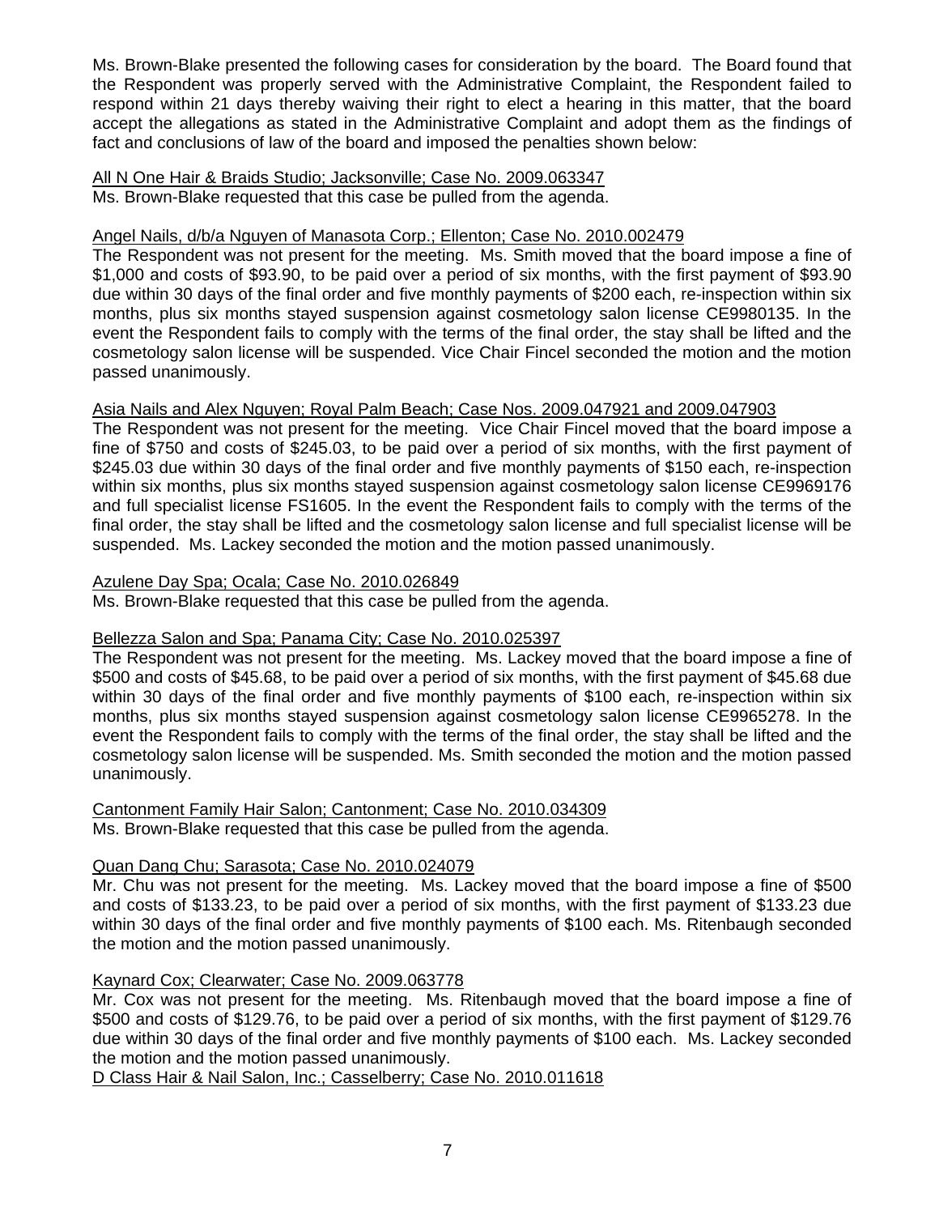Ms. Brown-Blake presented the following cases for consideration by the board. The Board found that the Respondent was properly served with the Administrative Complaint, the Respondent failed to respond within 21 days thereby waiving their right to elect a hearing in this matter, that the board accept the allegations as stated in the Administrative Complaint and adopt them as the findings of fact and conclusions of law of the board and imposed the penalties shown below:

<u>All N One Hair & Braids Studio; Jacksonville; Case No. 2009.063347</u>
Ms. Brown-Blake requested that this case be pulled from the agenda.

<u>Angel Nails, d/b/a Nguyen of Manasota Corp.; Ellenton; Case No. 2010.002479</u>
The Respondent was not present for the meeting. Ms. Smith moved that the board impose a fine of $1,000 and costs of $93.90, to be paid over a period of six months, with the first payment of $93.90 due within 30 days of the final order and five monthly payments of $200 each, re-inspection within six months, plus six months stayed suspension against cosmetology salon license CE9980135. In the event the Respondent fails to comply with the terms of the final order, the stay shall be lifted and the cosmetology salon license will be suspended. Vice Chair Fincel seconded the motion and the motion passed unanimously.

<u>Asia Nails and Alex Nguyen; Royal Palm Beach; Case Nos. 2009.047921 and 2009.047903</u>
The Respondent was not present for the meeting. Vice Chair Fincel moved that the board impose a fine of $750 and costs of $245.03, to be paid over a period of six months, with the first payment of $245.03 due within 30 days of the final order and five monthly payments of $150 each, re-inspection within six months, plus six months stayed suspension against cosmetology salon license CE9969176 and full specialist license FS1605. In the event the Respondent fails to comply with the terms of the final order, the stay shall be lifted and the cosmetology salon license and full specialist license will be suspended. Ms. Lackey seconded the motion and the motion passed unanimously.

<u>Azulene Day Spa; Ocala; Case No. 2010.026849</u>
Ms. Brown-Blake requested that this case be pulled from the agenda.

<u>Bellezza Salon and Spa; Panama City; Case No. 2010.025397</u>
The Respondent was not present for the meeting. Ms. Lackey moved that the board impose a fine of $500 and costs of $45.68, to be paid over a period of six months, with the first payment of $45.68 due within 30 days of the final order and five monthly payments of $100 each, re-inspection within six months, plus six months stayed suspension against cosmetology salon license CE9965278. In the event the Respondent fails to comply with the terms of the final order, the stay shall be lifted and the cosmetology salon license will be suspended. Ms. Smith seconded the motion and the motion passed unanimously.

<u>Cantonment Family Hair Salon; Cantonment; Case No. 2010.034309</u>
Ms. Brown-Blake requested that this case be pulled from the agenda.

<u>Quan Dang Chu; Sarasota; Case No. 2010.024079</u>
Mr. Chu was not present for the meeting. Ms. Lackey moved that the board impose a fine of $500 and costs of $133.23, to be paid over a period of six months, with the first payment of $133.23 due within 30 days of the final order and five monthly payments of $100 each. Ms. Ritenbaugh seconded the motion and the motion passed unanimously.

<u>Kaynard Cox; Clearwater; Case No. 2009.063778</u>
Mr. Cox was not present for the meeting. Ms. Ritenbaugh moved that the board impose a fine of $500 and costs of $129.76, to be paid over a period of six months, with the first payment of $129.76 due within 30 days of the final order and five monthly payments of $100 each. Ms. Lackey seconded the motion and the motion passed unanimously.

<u>D Class Hair & Nail Salon, Inc.; Casselberry; Case No. 2010.011618</u>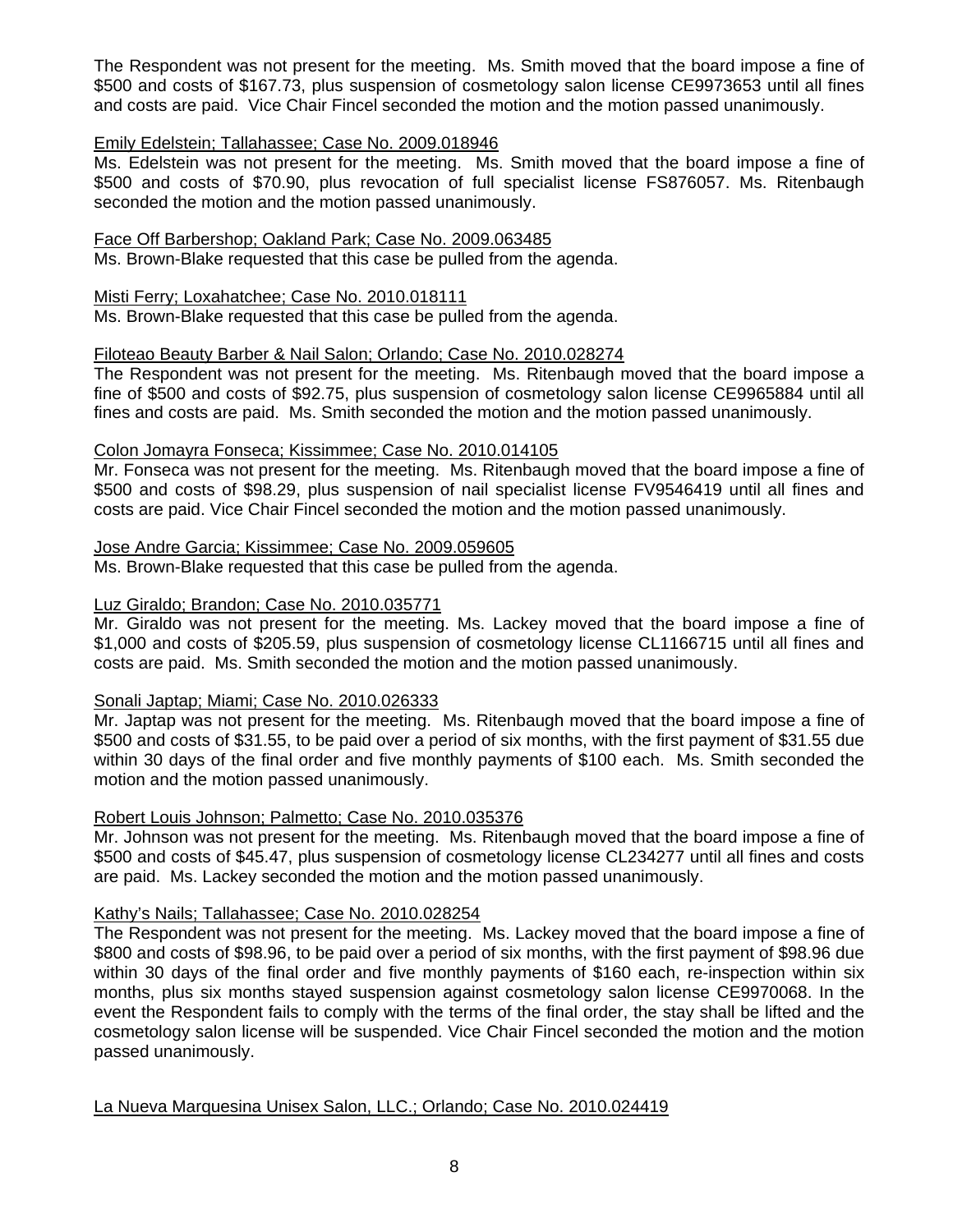The Respondent was not present for the meeting. Ms. Smith moved that the board impose a fine of $500 and costs of $167.73, plus suspension of cosmetology salon license CE9973653 until all fines and costs are paid. Vice Chair Fincel seconded the motion and the motion passed unanimously.

Emily Edelstein; Tallahassee; Case No. 2009.018946

Ms. Edelstein was not present for the meeting. Ms. Smith moved that the board impose a fine of $500 and costs of $70.90, plus revocation of full specialist license FS876057. Ms. Ritenbaugh seconded the motion and the motion passed unanimously.

Face Off Barbershop; Oakland Park; Case No. 2009.063485

Ms. Brown-Blake requested that this case be pulled from the agenda.

Misti Ferry; Loxahatchee; Case No. 2010.018111

Ms. Brown-Blake requested that this case be pulled from the agenda.

Filoteao Beauty Barber & Nail Salon; Orlando; Case No. 2010.028274

The Respondent was not present for the meeting. Ms. Ritenbaugh moved that the board impose a fine of $500 and costs of $92.75, plus suspension of cosmetology salon license CE9965884 until all fines and costs are paid. Ms. Smith seconded the motion and the motion passed unanimously.

Colon Jomayra Fonseca; Kissimmee; Case No. 2010.014105

Mr. Fonseca was not present for the meeting. Ms. Ritenbaugh moved that the board impose a fine of $500 and costs of $98.29, plus suspension of nail specialist license FV9546419 until all fines and costs are paid. Vice Chair Fincel seconded the motion and the motion passed unanimously.

Jose Andre Garcia; Kissimmee; Case No. 2009.059605

Ms. Brown-Blake requested that this case be pulled from the agenda.

Luz Giraldo; Brandon; Case No. 2010.035771

Mr. Giraldo was not present for the meeting. Ms. Lackey moved that the board impose a fine of $1,000 and costs of $205.59, plus suspension of cosmetology license CL1166715 until all fines and costs are paid. Ms. Smith seconded the motion and the motion passed unanimously.

Sonali Japtap; Miami; Case No. 2010.026333

Mr. Japtap was not present for the meeting. Ms. Ritenbaugh moved that the board impose a fine of $500 and costs of $31.55, to be paid over a period of six months, with the first payment of $31.55 due within 30 days of the final order and five monthly payments of $100 each. Ms. Smith seconded the motion and the motion passed unanimously.

Robert Louis Johnson; Palmetto; Case No. 2010.035376

Mr. Johnson was not present for the meeting. Ms. Ritenbaugh moved that the board impose a fine of $500 and costs of $45.47, plus suspension of cosmetology license CL234277 until all fines and costs are paid. Ms. Lackey seconded the motion and the motion passed unanimously.

Kathy's Nails; Tallahassee; Case No. 2010.028254

The Respondent was not present for the meeting. Ms. Lackey moved that the board impose a fine of $800 and costs of $98.96, to be paid over a period of six months, with the first payment of $98.96 due within 30 days of the final order and five monthly payments of $160 each, re-inspection within six months, plus six months stayed suspension against cosmetology salon license CE9970068. In the event the Respondent fails to comply with the terms of the final order, the stay shall be lifted and the cosmetology salon license will be suspended. Vice Chair Fincel seconded the motion and the motion passed unanimously.

La Nueva Marquesina Unisex Salon, LLC.; Orlando; Case No. 2010.024419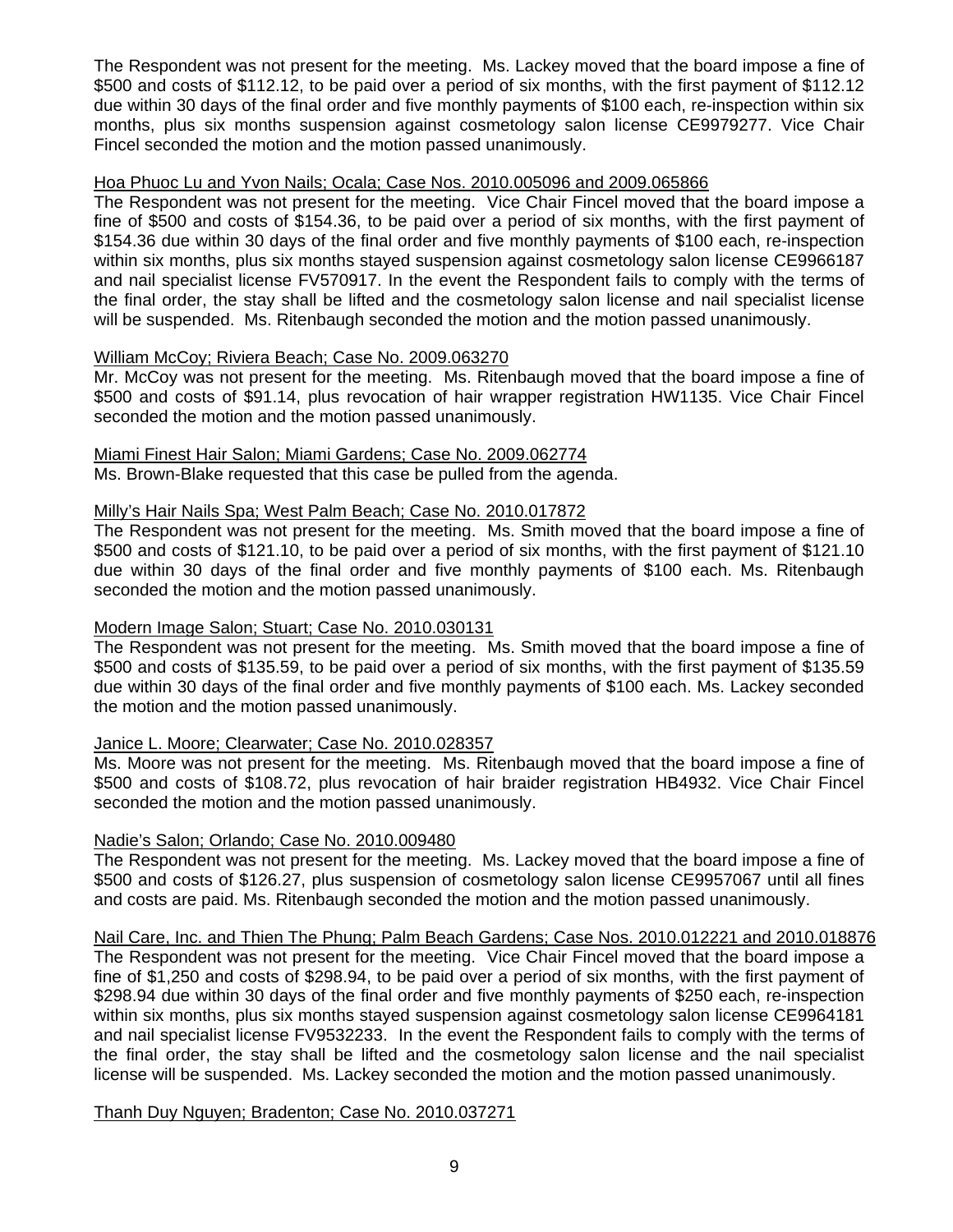The Respondent was not present for the meeting. Ms. Lackey moved that the board impose a fine of $500 and costs of $112.12, to be paid over a period of six months, with the first payment of $112.12 due within 30 days of the final order and five monthly payments of $100 each, re-inspection within six months, plus six months suspension against cosmetology salon license CE9979277. Vice Chair Fincel seconded the motion and the motion passed unanimously.

Hoa Phuoc Lu and Yvon Nails; Ocala; Case Nos. 2010.005096 and 2009.065866

The Respondent was not present for the meeting. Vice Chair Fincel moved that the board impose a fine of $500 and costs of $154.36, to be paid over a period of six months, with the first payment of $154.36 due within 30 days of the final order and five monthly payments of $100 each, re-inspection within six months, plus six months stayed suspension against cosmetology salon license CE9966187 and nail specialist license FV570917. In the event the Respondent fails to comply with the terms of the final order, the stay shall be lifted and the cosmetology salon license and nail specialist license will be suspended. Ms. Ritenbaugh seconded the motion and the motion passed unanimously.

William McCoy; Riviera Beach; Case No. 2009.063270

Mr. McCoy was not present for the meeting. Ms. Ritenbaugh moved that the board impose a fine of $500 and costs of $91.14, plus revocation of hair wrapper registration HW1135. Vice Chair Fincel seconded the motion and the motion passed unanimously.

Miami Finest Hair Salon; Miami Gardens; Case No. 2009.062774

Ms. Brown-Blake requested that this case be pulled from the agenda.

Milly's Hair Nails Spa; West Palm Beach; Case No. 2010.017872

The Respondent was not present for the meeting. Ms. Smith moved that the board impose a fine of $500 and costs of $121.10, to be paid over a period of six months, with the first payment of $121.10 due within 30 days of the final order and five monthly payments of $100 each. Ms. Ritenbaugh seconded the motion and the motion passed unanimously.

Modern Image Salon; Stuart; Case No. 2010.030131

The Respondent was not present for the meeting. Ms. Smith moved that the board impose a fine of $500 and costs of $135.59, to be paid over a period of six months, with the first payment of $135.59 due within 30 days of the final order and five monthly payments of $100 each. Ms. Lackey seconded the motion and the motion passed unanimously.

Janice L. Moore; Clearwater; Case No. 2010.028357

Ms. Moore was not present for the meeting. Ms. Ritenbaugh moved that the board impose a fine of $500 and costs of $108.72, plus revocation of hair braider registration HB4932. Vice Chair Fincel seconded the motion and the motion passed unanimously.

Nadie's Salon; Orlando; Case No. 2010.009480

The Respondent was not present for the meeting. Ms. Lackey moved that the board impose a fine of $500 and costs of $126.27, plus suspension of cosmetology salon license CE9957067 until all fines and costs are paid. Ms. Ritenbaugh seconded the motion and the motion passed unanimously.

Nail Care, Inc. and Thien The Phung; Palm Beach Gardens; Case Nos. 2010.012221 and 2010.018876

The Respondent was not present for the meeting. Vice Chair Fincel moved that the board impose a fine of $1,250 and costs of $298.94, to be paid over a period of six months, with the first payment of $298.94 due within 30 days of the final order and five monthly payments of $250 each, re-inspection within six months, plus six months stayed suspension against cosmetology salon license CE9964181 and nail specialist license FV9532233. In the event the Respondent fails to comply with the terms of the final order, the stay shall be lifted and the cosmetology salon license and the nail specialist license will be suspended. Ms. Lackey seconded the motion and the motion passed unanimously.

Thanh Duy Nguyen; Bradenton; Case No. 2010.037271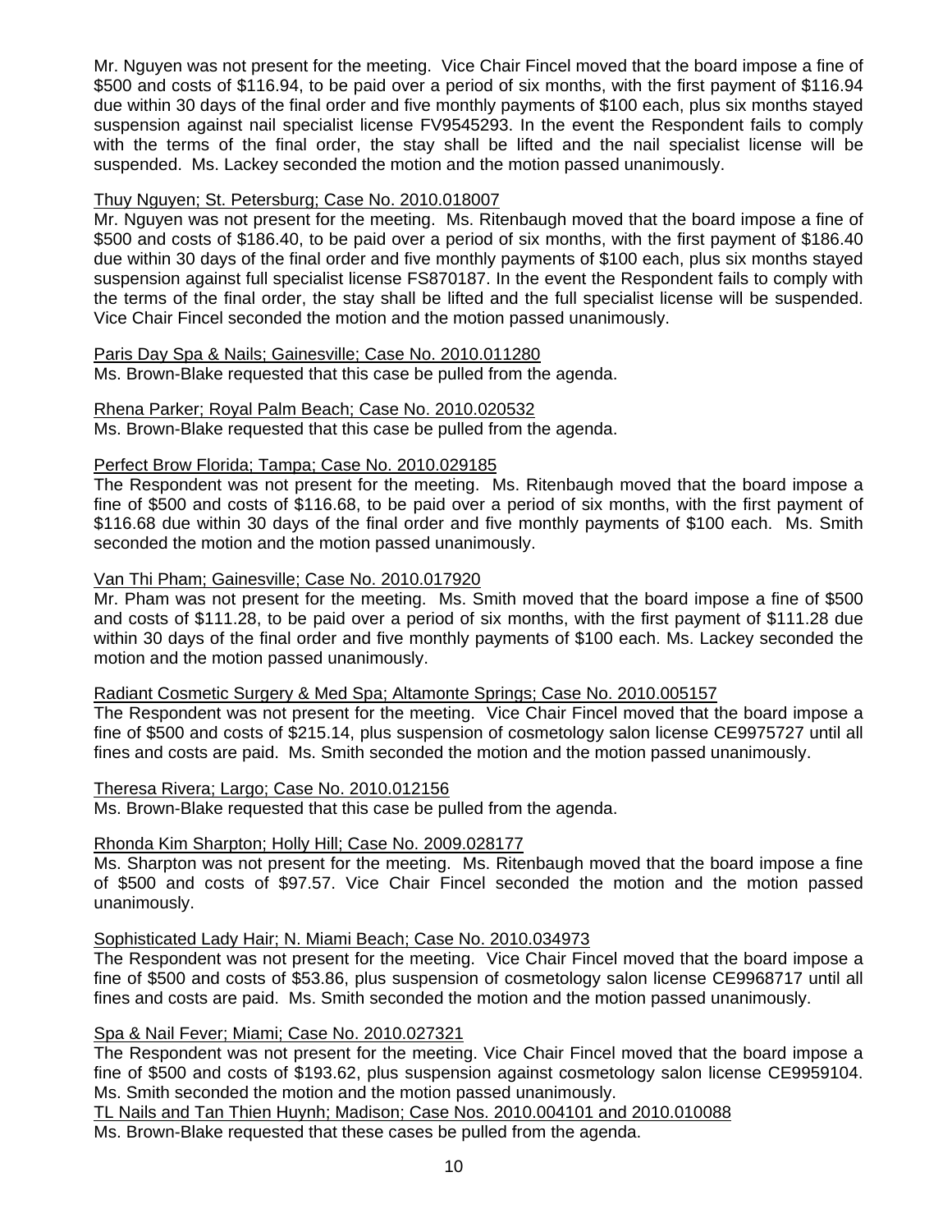Mr. Nguyen was not present for the meeting. Vice Chair Fincel moved that the board impose a fine of $500 and costs of $116.94, to be paid over a period of six months, with the first payment of $116.94 due within 30 days of the final order and five monthly payments of $100 each, plus six months stayed suspension against nail specialist license FV9545293. In the event the Respondent fails to comply with the terms of the final order, the stay shall be lifted and the nail specialist license will be suspended. Ms. Lackey seconded the motion and the motion passed unanimously.

Thuy Nguyen; St. Petersburg; Case No. 2010.018007

Mr. Nguyen was not present for the meeting. Ms. Ritenbaugh moved that the board impose a fine of $500 and costs of $186.40, to be paid over a period of six months, with the first payment of $186.40 due within 30 days of the final order and five monthly payments of $100 each, plus six months stayed suspension against full specialist license FS870187. In the event the Respondent fails to comply with the terms of the final order, the stay shall be lifted and the full specialist license will be suspended. Vice Chair Fincel seconded the motion and the motion passed unanimously.

Paris Day Spa & Nails; Gainesville; Case No. 2010.011280

Ms. Brown-Blake requested that this case be pulled from the agenda.

Rhena Parker; Royal Palm Beach; Case No. 2010.020532

Ms. Brown-Blake requested that this case be pulled from the agenda.

Perfect Brow Florida; Tampa; Case No. 2010.029185

The Respondent was not present for the meeting. Ms. Ritenbaugh moved that the board impose a fine of $500 and costs of $116.68, to be paid over a period of six months, with the first payment of $116.68 due within 30 days of the final order and five monthly payments of $100 each. Ms. Smith seconded the motion and the motion passed unanimously.

Van Thi Pham; Gainesville; Case No. 2010.017920

Mr. Pham was not present for the meeting. Ms. Smith moved that the board impose a fine of $500 and costs of $111.28, to be paid over a period of six months, with the first payment of $111.28 due within 30 days of the final order and five monthly payments of $100 each. Ms. Lackey seconded the motion and the motion passed unanimously.

Radiant Cosmetic Surgery & Med Spa; Altamonte Springs; Case No. 2010.005157

The Respondent was not present for the meeting. Vice Chair Fincel moved that the board impose a fine of $500 and costs of $215.14, plus suspension of cosmetology salon license CE9975727 until all fines and costs are paid. Ms. Smith seconded the motion and the motion passed unanimously.

Theresa Rivera; Largo; Case No. 2010.012156

Ms. Brown-Blake requested that this case be pulled from the agenda.

Rhonda Kim Sharpton; Holly Hill; Case No. 2009.028177

Ms. Sharpton was not present for the meeting. Ms. Ritenbaugh moved that the board impose a fine of $500 and costs of $97.57. Vice Chair Fincel seconded the motion and the motion passed unanimously.

Sophisticated Lady Hair; N. Miami Beach; Case No. 2010.034973

The Respondent was not present for the meeting. Vice Chair Fincel moved that the board impose a fine of $500 and costs of $53.86, plus suspension of cosmetology salon license CE9968717 until all fines and costs are paid. Ms. Smith seconded the motion and the motion passed unanimously.

Spa & Nail Fever; Miami; Case No. 2010.027321

The Respondent was not present for the meeting. Vice Chair Fincel moved that the board impose a fine of $500 and costs of $193.62, plus suspension against cosmetology salon license CE9959104. Ms. Smith seconded the motion and the motion passed unanimously.

TL Nails and Tan Thien Huynh; Madison; Case Nos. 2010.004101 and 2010.010088

Ms. Brown-Blake requested that these cases be pulled from the agenda.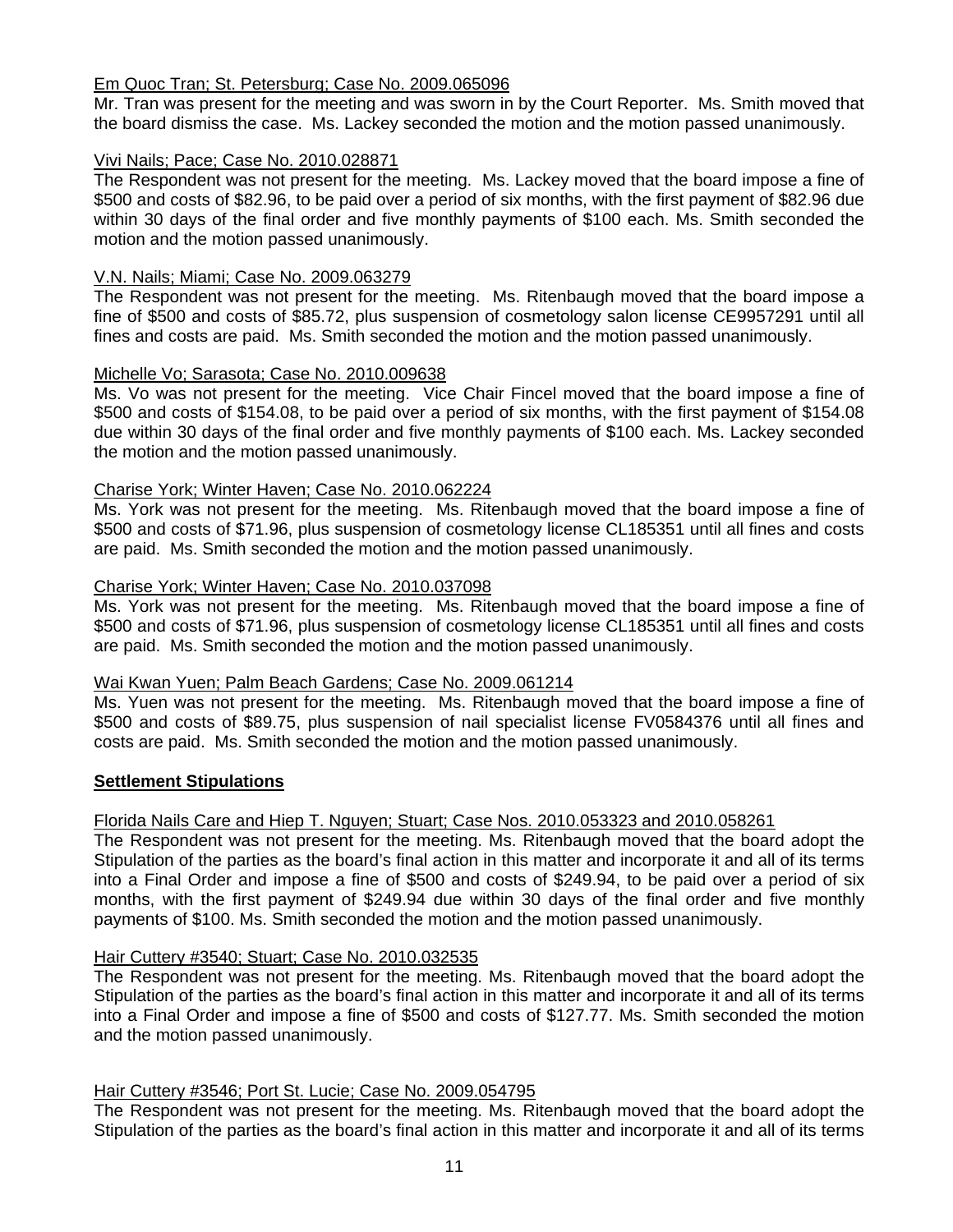Em Quoc Tran; St. Petersburg; Case No. 2009.065096

Mr. Tran was present for the meeting and was sworn in by the Court Reporter. Ms. Smith moved that the board dismiss the case. Ms. Lackey seconded the motion and the motion passed unanimously.

Vivi Nails; Pace; Case No. 2010.028871

The Respondent was not present for the meeting. Ms. Lackey moved that the board impose a fine of $500 and costs of $82.96, to be paid over a period of six months, with the first payment of $82.96 due within 30 days of the final order and five monthly payments of $100 each. Ms. Smith seconded the motion and the motion passed unanimously.

V.N. Nails; Miami; Case No. 2009.063279

The Respondent was not present for the meeting. Ms. Ritenbaugh moved that the board impose a fine of $500 and costs of $85.72, plus suspension of cosmetology salon license CE9957291 until all fines and costs are paid. Ms. Smith seconded the motion and the motion passed unanimously.

Michelle Vo; Sarasota; Case No. 2010.009638

Ms. Vo was not present for the meeting. Vice Chair Fincel moved that the board impose a fine of $500 and costs of $154.08, to be paid over a period of six months, with the first payment of $154.08 due within 30 days of the final order and five monthly payments of $100 each. Ms. Lackey seconded the motion and the motion passed unanimously.

Charise York; Winter Haven; Case No. 2010.062224

Ms. York was not present for the meeting. Ms. Ritenbaugh moved that the board impose a fine of $500 and costs of $71.96, plus suspension of cosmetology license CL185351 until all fines and costs are paid. Ms. Smith seconded the motion and the motion passed unanimously.

Charise York; Winter Haven; Case No. 2010.037098

Ms. York was not present for the meeting. Ms. Ritenbaugh moved that the board impose a fine of $500 and costs of $71.96, plus suspension of cosmetology license CL185351 until all fines and costs are paid. Ms. Smith seconded the motion and the motion passed unanimously.

Wai Kwan Yuen; Palm Beach Gardens; Case No. 2009.061214

Ms. Yuen was not present for the meeting. Ms. Ritenbaugh moved that the board impose a fine of $500 and costs of $89.75, plus suspension of nail specialist license FV0584376 until all fines and costs are paid. Ms. Smith seconded the motion and the motion passed unanimously.

**Settlement Stipulations**

Florida Nails Care and Hiep T. Nguyen; Stuart; Case Nos. 2010.053323 and 2010.058261

The Respondent was not present for the meeting. Ms. Ritenbaugh moved that the board adopt the Stipulation of the parties as the board's final action in this matter and incorporate it and all of its terms into a Final Order and impose a fine of $500 and costs of $249.94, to be paid over a period of six months, with the first payment of $249.94 due within 30 days of the final order and five monthly payments of $100. Ms. Smith seconded the motion and the motion passed unanimously.

Hair Cuttery #3540; Stuart; Case No. 2010.032535

The Respondent was not present for the meeting. Ms. Ritenbaugh moved that the board adopt the Stipulation of the parties as the board's final action in this matter and incorporate it and all of its terms into a Final Order and impose a fine of $500 and costs of $127.77. Ms. Smith seconded the motion and the motion passed unanimously.

Hair Cuttery #3546; Port St. Lucie; Case No. 2009.054795

The Respondent was not present for the meeting. Ms. Ritenbaugh moved that the board adopt the Stipulation of the parties as the board's final action in this matter and incorporate it and all of its terms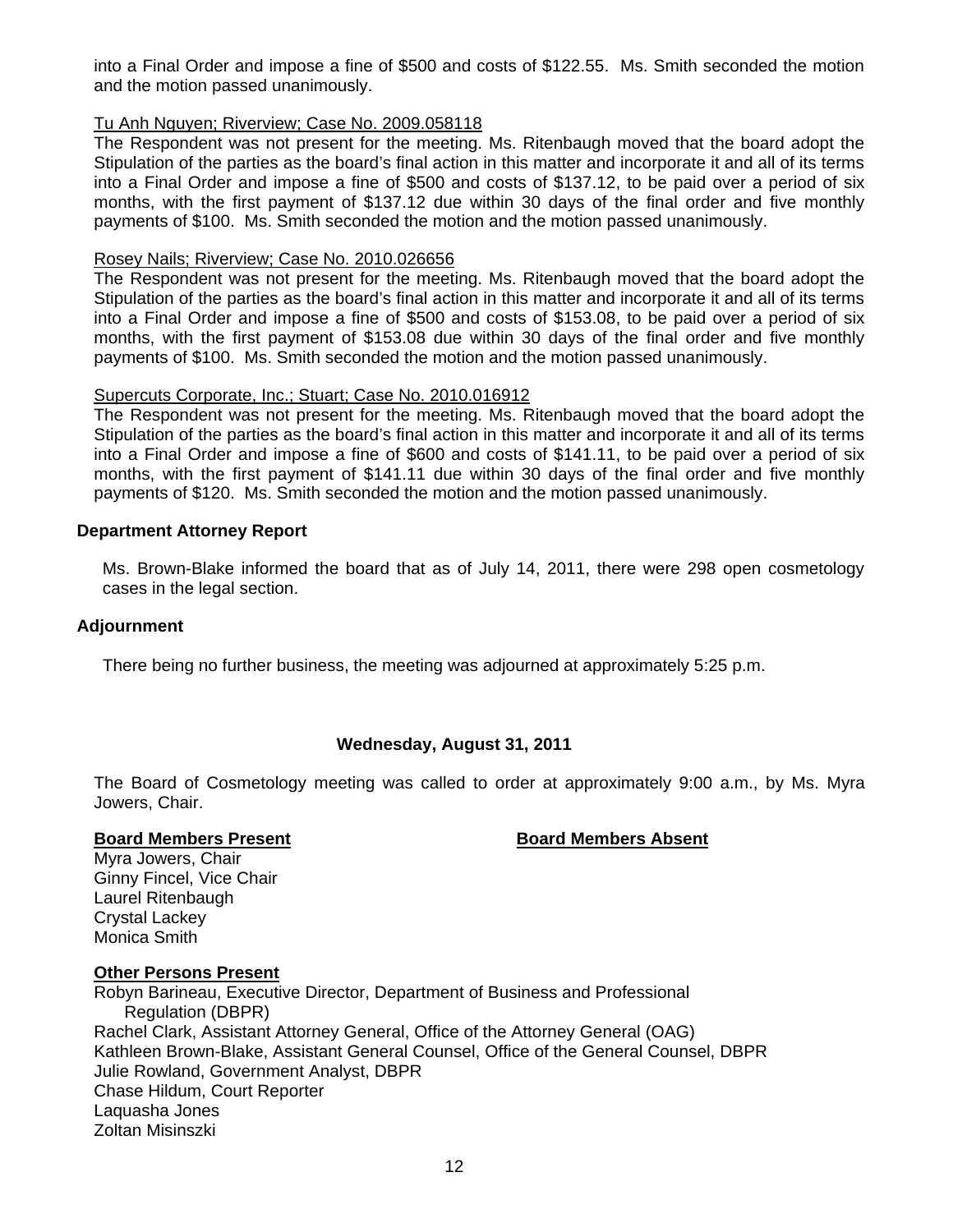into a Final Order and impose a fine of $500 and costs of $122.55. Ms. Smith seconded the motion and the motion passed unanimously.

Tu Anh Nguyen; Riverview; Case No. 2009.058118
The Respondent was not present for the meeting. Ms. Ritenbaugh moved that the board adopt the Stipulation of the parties as the board's final action in this matter and incorporate it and all of its terms into a Final Order and impose a fine of $500 and costs of $137.12, to be paid over a period of six months, with the first payment of $137.12 due within 30 days of the final order and five monthly payments of $100. Ms. Smith seconded the motion and the motion passed unanimously.

Rosey Nails; Riverview; Case No. 2010.026656
The Respondent was not present for the meeting. Ms. Ritenbaugh moved that the board adopt the Stipulation of the parties as the board's final action in this matter and incorporate it and all of its terms into a Final Order and impose a fine of $500 and costs of $153.08, to be paid over a period of six months, with the first payment of $153.08 due within 30 days of the final order and five monthly payments of $100. Ms. Smith seconded the motion and the motion passed unanimously.

Supercuts Corporate, Inc.; Stuart; Case No. 2010.016912
The Respondent was not present for the meeting. Ms. Ritenbaugh moved that the board adopt the Stipulation of the parties as the board's final action in this matter and incorporate it and all of its terms into a Final Order and impose a fine of $600 and costs of $141.11, to be paid over a period of six months, with the first payment of $141.11 due within 30 days of the final order and five monthly payments of $120. Ms. Smith seconded the motion and the motion passed unanimously.

**Department Attorney Report**

Ms. Brown-Blake informed the board that as of July 14, 2011, there were 298 open cosmetology cases in the legal section.

**Adjournment**

There being no further business, the meeting was adjourned at approximately 5:25 p.m.

**Wednesday, August 31, 2011**

The Board of Cosmetology meeting was called to order at approximately 9:00 a.m., by Ms. Myra Jowers, Chair.

**Board Members Present**

Myra Jowers, Chair
Ginny Fincel, Vice Chair
Laurel Ritenbaugh
Crystal Lackey
Monica Smith

**Board Members Absent**

**Other Persons Present**

Robyn Barineau, Executive Director, Department of Business and Professional Regulation (DBPR)
Rachel Clark, Assistant Attorney General, Office of the Attorney General (OAG)
Kathleen Brown-Blake, Assistant General Counsel, Office of the General Counsel, DBPR
Julie Rowland, Government Analyst, DBPR
Chase Hildum, Court Reporter
Laquasha Jones
Zoltan Misinszki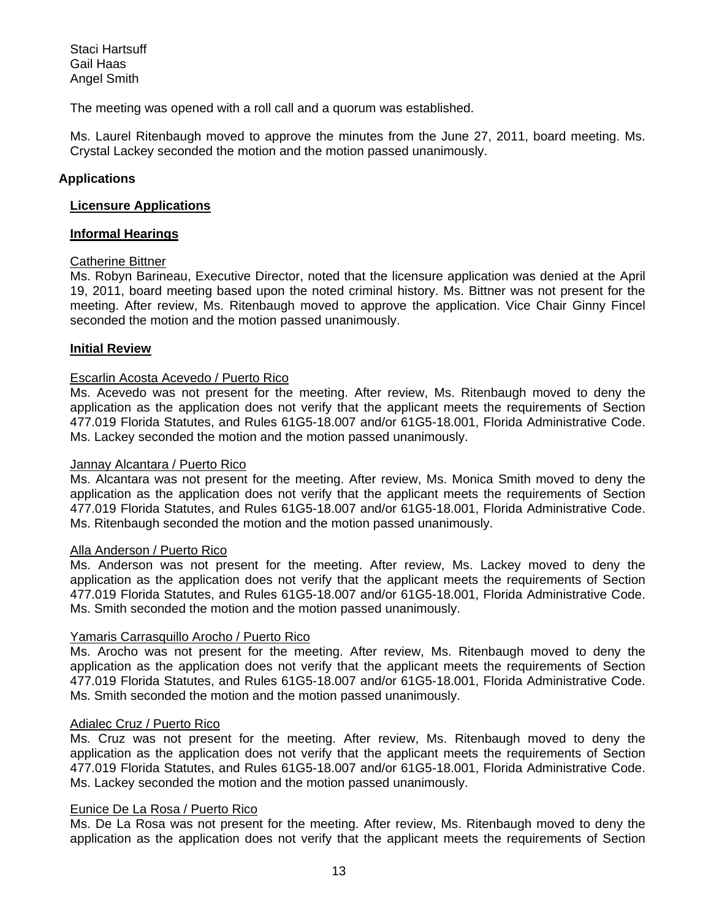Staci Hartsuff
Gail Haas
Angel Smith

The meeting was opened with a roll call and a quorum was established.

Ms. Laurel Ritenbaugh moved to approve the minutes from the June 27, 2011, board meeting. Ms. Crystal Lackey seconded the motion and the motion passed unanimously.

## Applications

### Licensure Applications

### Informal Hearings

Catherine Bittner

Ms. Robyn Barineau, Executive Director, noted that the licensure application was denied at the April 19, 2011, board meeting based upon the noted criminal history. Ms. Bittner was not present for the meeting. After review, Ms. Ritenbaugh moved to approve the application. Vice Chair Ginny Fincel seconded the motion and the motion passed unanimously.

### Initial Review

Escarlin Acosta Acevedo / Puerto Rico

Ms. Acevedo was not present for the meeting. After review, Ms. Ritenbaugh moved to deny the application as the application does not verify that the applicant meets the requirements of Section 477.019 Florida Statutes, and Rules 61G5-18.007 and/or 61G5-18.001, Florida Administrative Code. Ms. Lackey seconded the motion and the motion passed unanimously.

Jannay Alcantara / Puerto Rico

Ms. Alcantara was not present for the meeting. After review, Ms. Monica Smith moved to deny the application as the application does not verify that the applicant meets the requirements of Section 477.019 Florida Statutes, and Rules 61G5-18.007 and/or 61G5-18.001, Florida Administrative Code. Ms. Ritenbaugh seconded the motion and the motion passed unanimously.

Alla Anderson / Puerto Rico

Ms. Anderson was not present for the meeting. After review, Ms. Lackey moved to deny the application as the application does not verify that the applicant meets the requirements of Section 477.019 Florida Statutes, and Rules 61G5-18.007 and/or 61G5-18.001, Florida Administrative Code. Ms. Smith seconded the motion and the motion passed unanimously.

Yamaris Carrasquillo Arocho / Puerto Rico

Ms. Arocho was not present for the meeting. After review, Ms. Ritenbaugh moved to deny the application as the application does not verify that the applicant meets the requirements of Section 477.019 Florida Statutes, and Rules 61G5-18.007 and/or 61G5-18.001, Florida Administrative Code. Ms. Smith seconded the motion and the motion passed unanimously.

Adialec Cruz / Puerto Rico

Ms. Cruz was not present for the meeting. After review, Ms. Ritenbaugh moved to deny the application as the application does not verify that the applicant meets the requirements of Section 477.019 Florida Statutes, and Rules 61G5-18.007 and/or 61G5-18.001, Florida Administrative Code. Ms. Lackey seconded the motion and the motion passed unanimously.

Eunice De La Rosa / Puerto Rico

Ms. De La Rosa was not present for the meeting. After review, Ms. Ritenbaugh moved to deny the application as the application does not verify that the applicant meets the requirements of Section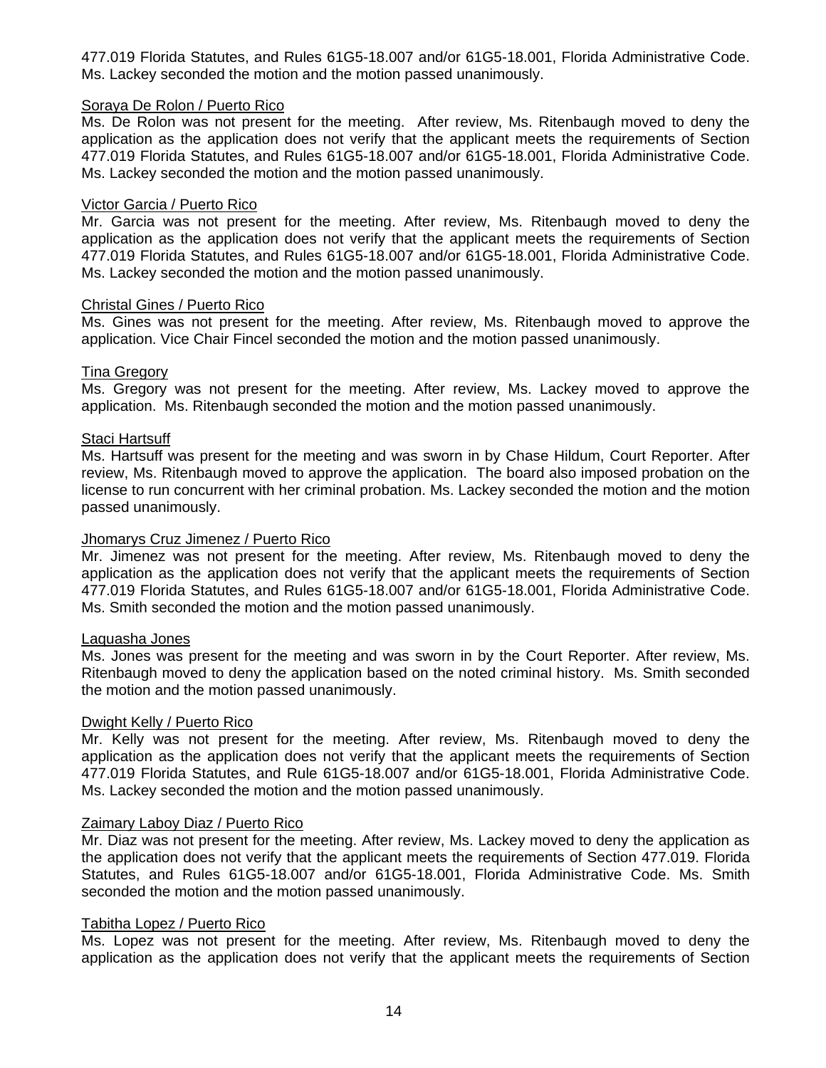477.019 Florida Statutes, and Rules 61G5-18.007 and/or 61G5-18.001, Florida Administrative Code. Ms. Lackey seconded the motion and the motion passed unanimously.

<u>Soraya De Rolon / Puerto Rico</u>

Ms. De Rolon was not present for the meeting. After review, Ms. Ritenbaugh moved to deny the application as the application does not verify that the applicant meets the requirements of Section 477.019 Florida Statutes, and Rules 61G5-18.007 and/or 61G5-18.001, Florida Administrative Code. Ms. Lackey seconded the motion and the motion passed unanimously.

<u>Victor Garcia / Puerto Rico</u>

Mr. Garcia was not present for the meeting. After review, Ms. Ritenbaugh moved to deny the application as the application does not verify that the applicant meets the requirements of Section 477.019 Florida Statutes, and Rules 61G5-18.007 and/or 61G5-18.001, Florida Administrative Code. Ms. Lackey seconded the motion and the motion passed unanimously.

<u>Christal Gines / Puerto Rico</u>

Ms. Gines was not present for the meeting. After review, Ms. Ritenbaugh moved to approve the application. Vice Chair Fincel seconded the motion and the motion passed unanimously.

<u>Tina Gregory</u>

Ms. Gregory was not present for the meeting. After review, Ms. Lackey moved to approve the application. Ms. Ritenbaugh seconded the motion and the motion passed unanimously.

<u>Staci Hartsuff</u>

Ms. Hartsuff was present for the meeting and was sworn in by Chase Hildum, Court Reporter. After review, Ms. Ritenbaugh moved to approve the application. The board also imposed probation on the license to run concurrent with her criminal probation. Ms. Lackey seconded the motion and the motion passed unanimously.

<u>Jhomarys Cruz Jimenez / Puerto Rico</u>

Mr. Jimenez was not present for the meeting. After review, Ms. Ritenbaugh moved to deny the application as the application does not verify that the applicant meets the requirements of Section 477.019 Florida Statutes, and Rules 61G5-18.007 and/or 61G5-18.001, Florida Administrative Code. Ms. Smith seconded the motion and the motion passed unanimously.

<u>Laquasha Jones</u>

Ms. Jones was present for the meeting and was sworn in by the Court Reporter. After review, Ms. Ritenbaugh moved to deny the application based on the noted criminal history. Ms. Smith seconded the motion and the motion passed unanimously.

<u>Dwight Kelly / Puerto Rico</u>

Mr. Kelly was not present for the meeting. After review, Ms. Ritenbaugh moved to deny the application as the application does not verify that the applicant meets the requirements of Section 477.019 Florida Statutes, and Rule 61G5-18.007 and/or 61G5-18.001, Florida Administrative Code. Ms. Lackey seconded the motion and the motion passed unanimously.

<u>Zaimary Laboy Diaz / Puerto Rico</u>

Mr. Diaz was not present for the meeting. After review, Ms. Lackey moved to deny the application as the application does not verify that the applicant meets the requirements of Section 477.019. Florida Statutes, and Rules 61G5-18.007 and/or 61G5-18.001, Florida Administrative Code. Ms. Smith seconded the motion and the motion passed unanimously.

<u>Tabitha Lopez / Puerto Rico</u>

Ms. Lopez was not present for the meeting. After review, Ms. Ritenbaugh moved to deny the application as the application does not verify that the applicant meets the requirements of Section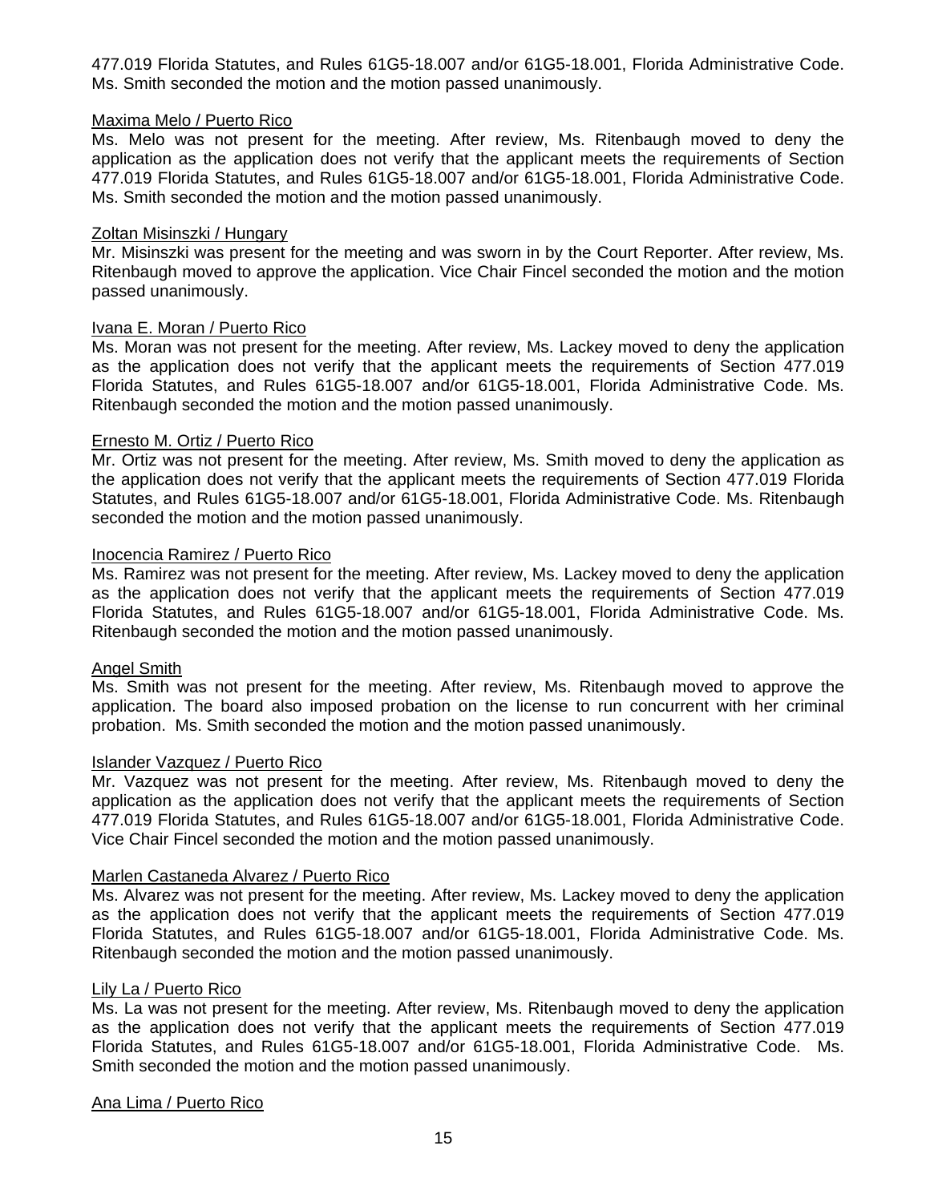477.019 Florida Statutes, and Rules 61G5-18.007 and/or 61G5-18.001, Florida Administrative Code. Ms. Smith seconded the motion and the motion passed unanimously.

Maxima Melo / Puerto Rico

Ms. Melo was not present for the meeting. After review, Ms. Ritenbaugh moved to deny the application as the application does not verify that the applicant meets the requirements of Section 477.019 Florida Statutes, and Rules 61G5-18.007 and/or 61G5-18.001, Florida Administrative Code. Ms. Smith seconded the motion and the motion passed unanimously.

Zoltan Misinszki / Hungary

Mr. Misinszki was present for the meeting and was sworn in by the Court Reporter. After review, Ms. Ritenbaugh moved to approve the application. Vice Chair Fincel seconded the motion and the motion passed unanimously.

Ivana E. Moran / Puerto Rico

Ms. Moran was not present for the meeting. After review, Ms. Lackey moved to deny the application as the application does not verify that the applicant meets the requirements of Section 477.019 Florida Statutes, and Rules 61G5-18.007 and/or 61G5-18.001, Florida Administrative Code. Ms. Ritenbaugh seconded the motion and the motion passed unanimously.

Ernesto M. Ortiz / Puerto Rico

Mr. Ortiz was not present for the meeting. After review, Ms. Smith moved to deny the application as the application does not verify that the applicant meets the requirements of Section 477.019 Florida Statutes, and Rules 61G5-18.007 and/or 61G5-18.001, Florida Administrative Code. Ms. Ritenbaugh seconded the motion and the motion passed unanimously.

Inocencia Ramirez / Puerto Rico

Ms. Ramirez was not present for the meeting. After review, Ms. Lackey moved to deny the application as the application does not verify that the applicant meets the requirements of Section 477.019 Florida Statutes, and Rules 61G5-18.007 and/or 61G5-18.001, Florida Administrative Code. Ms. Ritenbaugh seconded the motion and the motion passed unanimously.

Angel Smith

Ms. Smith was not present for the meeting. After review, Ms. Ritenbaugh moved to approve the application. The board also imposed probation on the license to run concurrent with her criminal probation. Ms. Smith seconded the motion and the motion passed unanimously.

Islander Vazquez / Puerto Rico

Mr. Vazquez was not present for the meeting. After review, Ms. Ritenbaugh moved to deny the application as the application does not verify that the applicant meets the requirements of Section 477.019 Florida Statutes, and Rules 61G5-18.007 and/or 61G5-18.001, Florida Administrative Code. Vice Chair Fincel seconded the motion and the motion passed unanimously.

Marlen Castaneda Alvarez / Puerto Rico

Ms. Alvarez was not present for the meeting. After review, Ms. Lackey moved to deny the application as the application does not verify that the applicant meets the requirements of Section 477.019 Florida Statutes, and Rules 61G5-18.007 and/or 61G5-18.001, Florida Administrative Code. Ms. Ritenbaugh seconded the motion and the motion passed unanimously.

Lily La / Puerto Rico

Ms. La was not present for the meeting. After review, Ms. Ritenbaugh moved to deny the application as the application does not verify that the applicant meets the requirements of Section 477.019 Florida Statutes, and Rules 61G5-18.007 and/or 61G5-18.001, Florida Administrative Code. Ms. Smith seconded the motion and the motion passed unanimously.

Ana Lima / Puerto Rico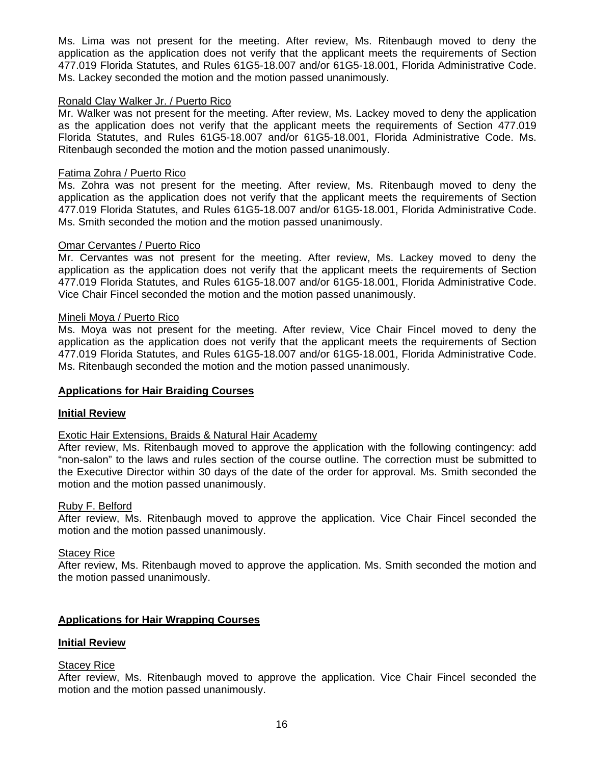Ms. Lima was not present for the meeting. After review, Ms. Ritenbaugh moved to deny the application as the application does not verify that the applicant meets the requirements of Section 477.019 Florida Statutes, and Rules 61G5-18.007 and/or 61G5-18.001, Florida Administrative Code. Ms. Lackey seconded the motion and the motion passed unanimously.

Ronald Clay Walker Jr. / Puerto Rico

Mr. Walker was not present for the meeting. After review, Ms. Lackey moved to deny the application as the application does not verify that the applicant meets the requirements of Section 477.019 Florida Statutes, and Rules 61G5-18.007 and/or 61G5-18.001, Florida Administrative Code. Ms. Ritenbaugh seconded the motion and the motion passed unanimously.

Fatima Zohra / Puerto Rico

Ms. Zohra was not present for the meeting. After review, Ms. Ritenbaugh moved to deny the application as the application does not verify that the applicant meets the requirements of Section 477.019 Florida Statutes, and Rules 61G5-18.007 and/or 61G5-18.001, Florida Administrative Code. Ms. Smith seconded the motion and the motion passed unanimously.

Omar Cervantes / Puerto Rico

Mr. Cervantes was not present for the meeting. After review, Ms. Lackey moved to deny the application as the application does not verify that the applicant meets the requirements of Section 477.019 Florida Statutes, and Rules 61G5-18.007 and/or 61G5-18.001, Florida Administrative Code. Vice Chair Fincel seconded the motion and the motion passed unanimously.

Mineli Moya / Puerto Rico

Ms. Moya was not present for the meeting. After review, Vice Chair Fincel moved to deny the application as the application does not verify that the applicant meets the requirements of Section 477.019 Florida Statutes, and Rules 61G5-18.007 and/or 61G5-18.001, Florida Administrative Code. Ms. Ritenbaugh seconded the motion and the motion passed unanimously.

**Applications for Hair Braiding Courses**

**Initial Review**

Exotic Hair Extensions, Braids & Natural Hair Academy

After review, Ms. Ritenbaugh moved to approve the application with the following contingency: add "non-salon" to the laws and rules section of the course outline. The correction must be submitted to the Executive Director within 30 days of the date of the order for approval. Ms. Smith seconded the motion and the motion passed unanimously.

Ruby F. Belford

After review, Ms. Ritenbaugh moved to approve the application. Vice Chair Fincel seconded the motion and the motion passed unanimously.

Stacey Rice

After review, Ms. Ritenbaugh moved to approve the application. Ms. Smith seconded the motion and the motion passed unanimously.

**Applications for Hair Wrapping Courses**

**Initial Review**

Stacey Rice

After review, Ms. Ritenbaugh moved to approve the application. Vice Chair Fincel seconded the motion and the motion passed unanimously.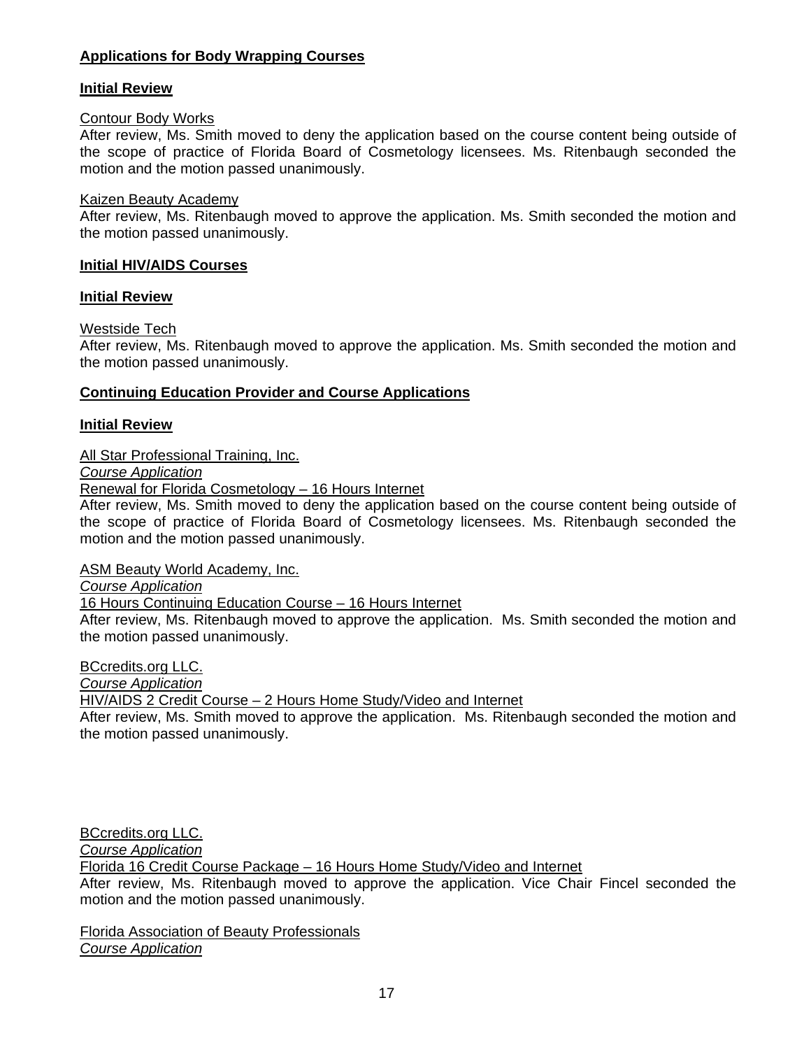**Applications for Body Wrapping Courses**

**Initial Review**

Contour Body Works
After review, Ms. Smith moved to deny the application based on the course content being outside of the scope of practice of Florida Board of Cosmetology licensees. Ms. Ritenbaugh seconded the motion and the motion passed unanimously.

Kaizen Beauty Academy
After review, Ms. Ritenbaugh moved to approve the application. Ms. Smith seconded the motion and the motion passed unanimously.

**Initial HIV/AIDS Courses**

**Initial Review**

Westside Tech
After review, Ms. Ritenbaugh moved to approve the application. Ms. Smith seconded the motion and the motion passed unanimously.

**Continuing Education Provider and Course Applications**

**Initial Review**

All Star Professional Training, Inc.
*Course Application*
Renewal for Florida Cosmetology – 16 Hours Internet
After review, Ms. Smith moved to deny the application based on the course content being outside of the scope of practice of Florida Board of Cosmetology licensees. Ms. Ritenbaugh seconded the motion and the motion passed unanimously.

ASM Beauty World Academy, Inc.
*Course Application*
16 Hours Continuing Education Course – 16 Hours Internet
After review, Ms. Ritenbaugh moved to approve the application. Ms. Smith seconded the motion and the motion passed unanimously.

BCcredits.org LLC.
*Course Application*
HIV/AIDS 2 Credit Course – 2 Hours Home Study/Video and Internet
After review, Ms. Smith moved to approve the application. Ms. Ritenbaugh seconded the motion and the motion passed unanimously.

BCcredits.org LLC.
*Course Application*
Florida 16 Credit Course Package – 16 Hours Home Study/Video and Internet
After review, Ms. Ritenbaugh moved to approve the application. Vice Chair Fincel seconded the motion and the motion passed unanimously.

Florida Association of Beauty Professionals
*Course Application*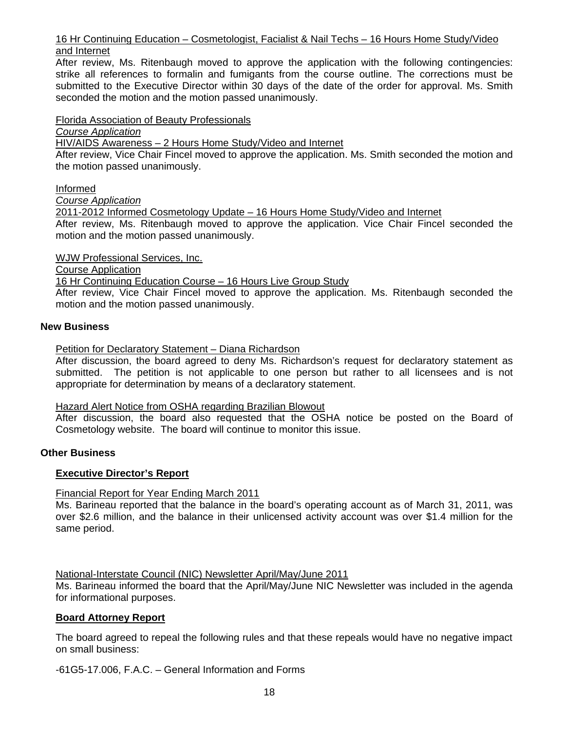16 Hr Continuing Education – Cosmetologist, Facialist & Nail Techs – 16 Hours Home Study/Video and Internet

After review, Ms. Ritenbaugh moved to approve the application with the following contingencies: strike all references to formalin and fumigants from the course outline. The corrections must be submitted to the Executive Director within 30 days of the date of the order for approval. Ms. Smith seconded the motion and the motion passed unanimously.

Florida Association of Beauty Professionals

*Course Application*

HIV/AIDS Awareness – 2 Hours Home Study/Video and Internet

After review, Vice Chair Fincel moved to approve the application. Ms. Smith seconded the motion and the motion passed unanimously.

Informed

*Course Application*

2011-2012 Informed Cosmetology Update – 16 Hours Home Study/Video and Internet

After review, Ms. Ritenbaugh moved to approve the application. Vice Chair Fincel seconded the motion and the motion passed unanimously.

WJW Professional Services, Inc.

Course Application

16 Hr Continuing Education Course – 16 Hours Live Group Study

After review, Vice Chair Fincel moved to approve the application. Ms. Ritenbaugh seconded the motion and the motion passed unanimously.

**New Business**

Petition for Declaratory Statement – Diana Richardson

After discussion, the board agreed to deny Ms. Richardson's request for declaratory statement as submitted. The petition is not applicable to one person but rather to all licensees and is not appropriate for determination by means of a declaratory statement.

Hazard Alert Notice from OSHA regarding Brazilian Blowout

After discussion, the board also requested that the OSHA notice be posted on the Board of Cosmetology website. The board will continue to monitor this issue.

**Other Business**

**Executive Director's Report**

Financial Report for Year Ending March 2011

Ms. Barineau reported that the balance in the board's operating account as of March 31, 2011, was over $2.6 million, and the balance in their unlicensed activity account was over $1.4 million for the same period.

National-Interstate Council (NIC) Newsletter April/May/June 2011

Ms. Barineau informed the board that the April/May/June NIC Newsletter was included in the agenda for informational purposes.

**Board Attorney Report**

The board agreed to repeal the following rules and that these repeals would have no negative impact on small business:

-61G5-17.006, F.A.C. – General Information and Forms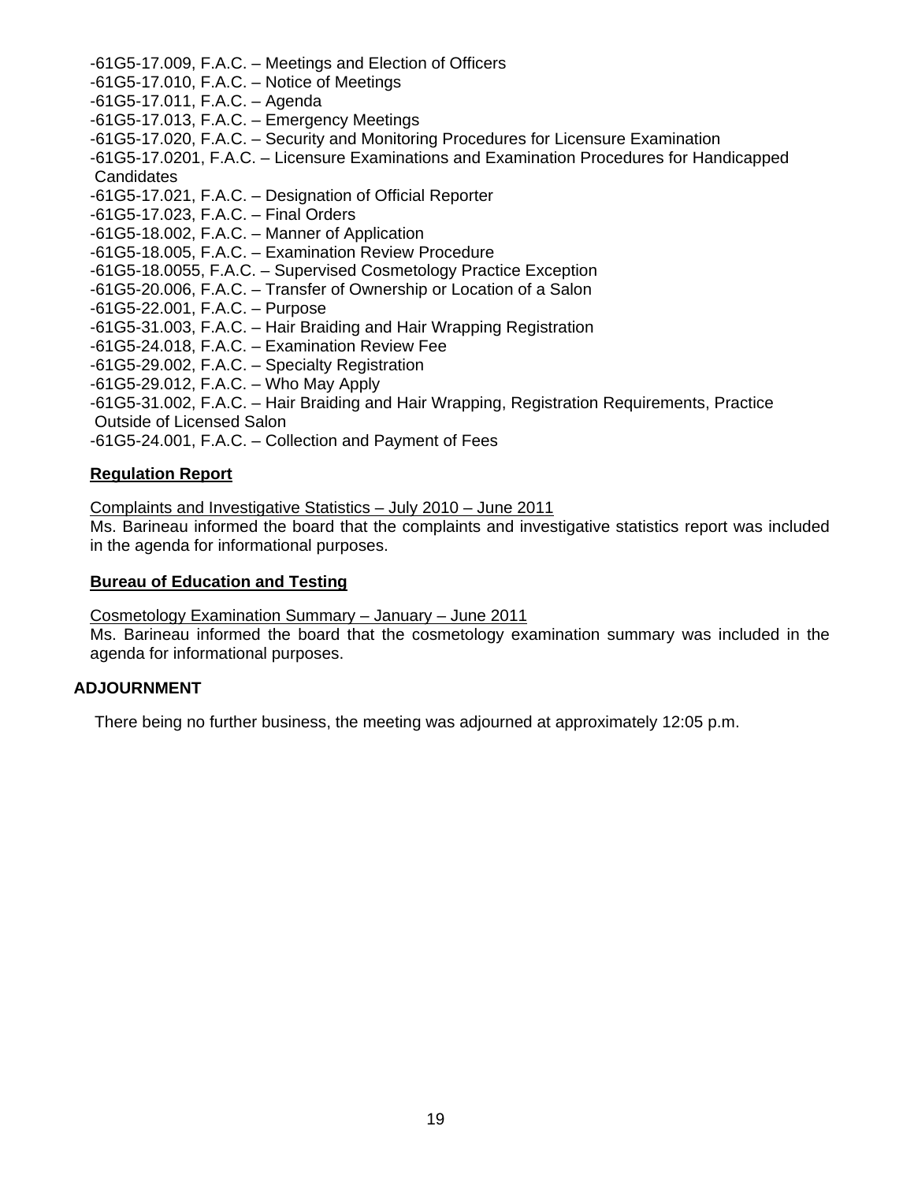-61G5-17.009, F.A.C. – Meetings and Election of Officers
-61G5-17.010, F.A.C. – Notice of Meetings
-61G5-17.011, F.A.C. – Agenda
-61G5-17.013, F.A.C. – Emergency Meetings
-61G5-17.020, F.A.C. – Security and Monitoring Procedures for Licensure Examination
-61G5-17.0201, F.A.C. – Licensure Examinations and Examination Procedures for Handicapped Candidates
-61G5-17.021, F.A.C. – Designation of Official Reporter
-61G5-17.023, F.A.C. – Final Orders
-61G5-18.002, F.A.C. – Manner of Application
-61G5-18.005, F.A.C. – Examination Review Procedure
-61G5-18.0055, F.A.C. – Supervised Cosmetology Practice Exception
-61G5-20.006, F.A.C. – Transfer of Ownership or Location of a Salon
-61G5-22.001, F.A.C. – Purpose
-61G5-31.003, F.A.C. – Hair Braiding and Hair Wrapping Registration
-61G5-24.018, F.A.C. – Examination Review Fee
-61G5-29.002, F.A.C. – Specialty Registration
-61G5-29.012, F.A.C. – Who May Apply
-61G5-31.002, F.A.C. – Hair Braiding and Hair Wrapping, Registration Requirements, Practice Outside of Licensed Salon
-61G5-24.001, F.A.C. – Collection and Payment of Fees

**Regulation Report**

Complaints and Investigative Statistics – July 2010 – June 2011
Ms. Barineau informed the board that the complaints and investigative statistics report was included in the agenda for informational purposes.

**Bureau of Education and Testing**

Cosmetology Examination Summary – January – June 2011
Ms. Barineau informed the board that the cosmetology examination summary was included in the agenda for informational purposes.

## ADJOURNMENT

There being no further business, the meeting was adjourned at approximately 12:05 p.m.